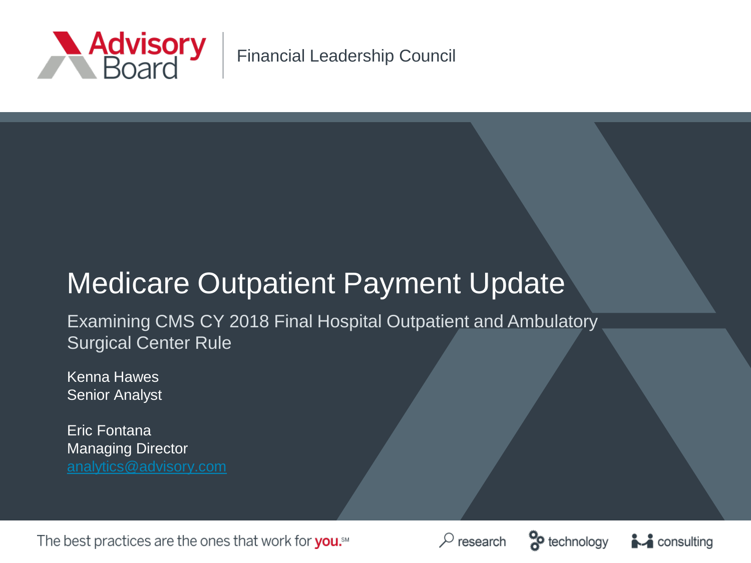Advisory Board | Financial Leadership Council

# Medicare Outpatient Payment Update

## Examining CMS CY 2018 Final Hospital Outpatient and Ambulatory Surgical Center Rule

Kenna Hawes
Senior Analyst

Eric Fontana
Managing Director
analytics@advisory.com

The best practices are the ones that work for **you.**℠

research | technology | consulting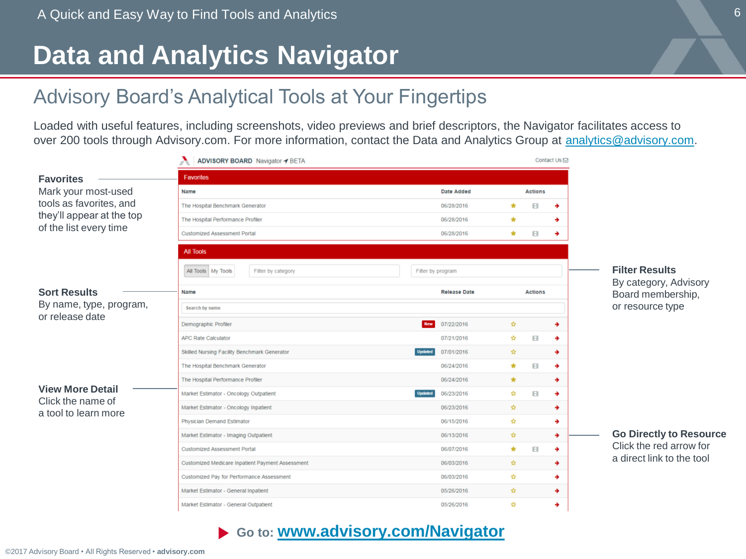A Quick and Easy Way to Find Tools and Analytics

# Data and Analytics Navigator

## Advisory Board's Analytical Tools at Your Fingertips

Loaded with useful features, including screenshots, video previews and brief descriptors, the Navigator facilitates access to over 200 tools through Advisory.com. For more information, contact the Data and Analytics Group at analytics@advisory.com.

**Favorites**
Mark your most-used tools as favorites, and they'll appear at the top of the list every time

**Sort Results**
By name, type, program, or release date

**View More Detail**
Click the name of a tool to learn more

**Filter Results**
By category, Advisory Board membership, or resource type

**Go Directly to Resource**
Click the red arrow for a direct link to the tool

ADVISORY BOARD Navigator BETA — Contact Us

**Favorites**

| Name | Date Added | Actions |
|---|---|---|
| The Hospital Benchmark Generator | 06/28/2016 | |
| The Hospital Performance Profiler | 06/28/2016 | |
| Customized Assessment Portal | 06/28/2016 | |

**All Tools**

All Tools | My Tools | Filter by category | Filter by program

| Name | | Release Date | Actions |
|---|---|---|---|
| Search by name | | | |
| Demographic Profiler | New | 07/22/2016 | |
| APC Rate Calculator | | 07/21/2016 | |
| Skilled Nursing Facility Benchmark Generator | Updated | 07/01/2016 | |
| The Hospital Benchmark Generator | | 06/24/2016 | |
| The Hospital Performance Profiler | | 06/24/2016 | |
| Market Estimator - Oncology Outpatient | Updated | 06/23/2016 | |
| Market Estimator - Oncology Inpatient | | 06/23/2016 | |
| Physician Demand Estimator | | 06/15/2016 | |
| Market Estimator - Imaging Outpatient | | 06/13/2016 | |
| Customized Assessment Portal | | 06/07/2016 | |
| Customized Medicare Inpatient Payment Assessment | | 06/03/2016 | |
| Customized Pay for Performance Assessment | | 06/03/2016 | |
| Market Estimator - General Inpatient | | 05/26/2016 | |
| Market Estimator - General Outpatient | | 05/26/2016 | |

**Go to: www.advisory.com/Navigator**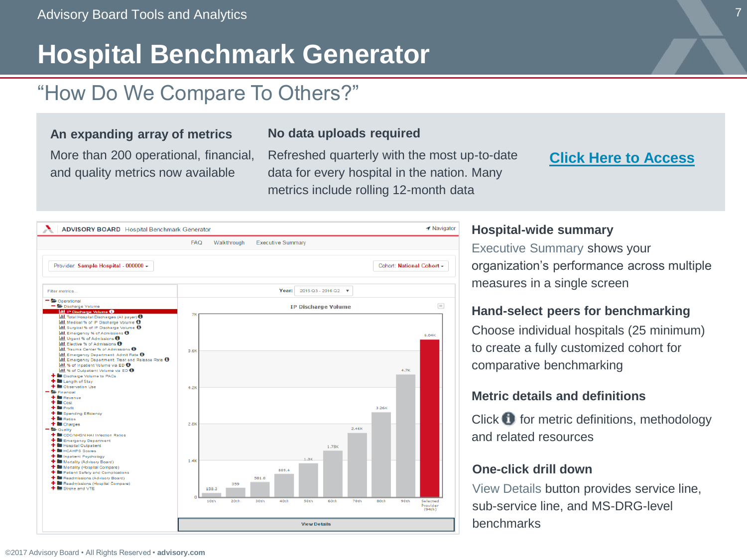Advisory Board Tools and Analytics

# Hospital Benchmark Generator

## "How Do We Compare To Others?"

**An expanding array of metrics**

More than 200 operational, financial, and quality metrics now available

**No data uploads required**

Refreshed quarterly with the most up-to-date data for every hospital in the nation. Many metrics include rolling 12-month data

**Click Here to Access**

### Hospital-wide summary

Executive Summary shows your organization's performance across multiple measures in a single screen

### Hand-select peers for benchmarking

Choose individual hospitals (25 minimum) to create a fully customized cohort for comparative benchmarking

### Metric details and definitions

Click ℹ for metric definitions, methodology and related resources

### One-click drill down

View Details button provides service line, sub-service line, and MS-DRG-level benchmarks

©2017 Advisory Board • All Rights Reserved • **advisory.com**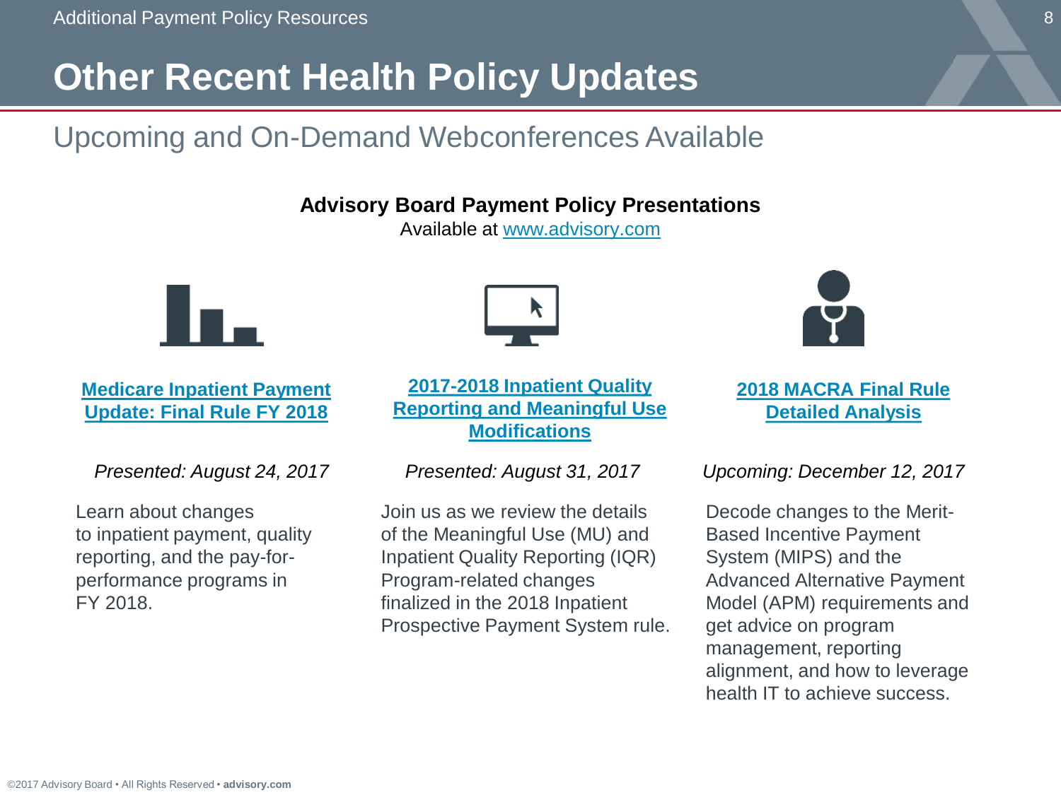# Other Recent Health Policy Updates

## Upcoming and On-Demand Webconferences Available

**Advisory Board Payment Policy Presentations**

Available at www.advisory.com

### Medicare Inpatient Payment Update: Final Rule FY 2018

*Presented: August 24, 2017*

Learn about changes to inpatient payment, quality reporting, and the pay-for-performance programs in FY 2018.

### 2017-2018 Inpatient Quality Reporting and Meaningful Use Modifications

*Presented: August 31, 2017*

Join us as we review the details of the Meaningful Use (MU) and Inpatient Quality Reporting (IQR) Program-related changes finalized in the 2018 Inpatient Prospective Payment System rule.

### 2018 MACRA Final Rule Detailed Analysis

*Upcoming: December 12, 2017*

Decode changes to the Merit-Based Incentive Payment System (MIPS) and the Advanced Alternative Payment Model (APM) requirements and get advice on program management, reporting alignment, and how to leverage health IT to achieve success.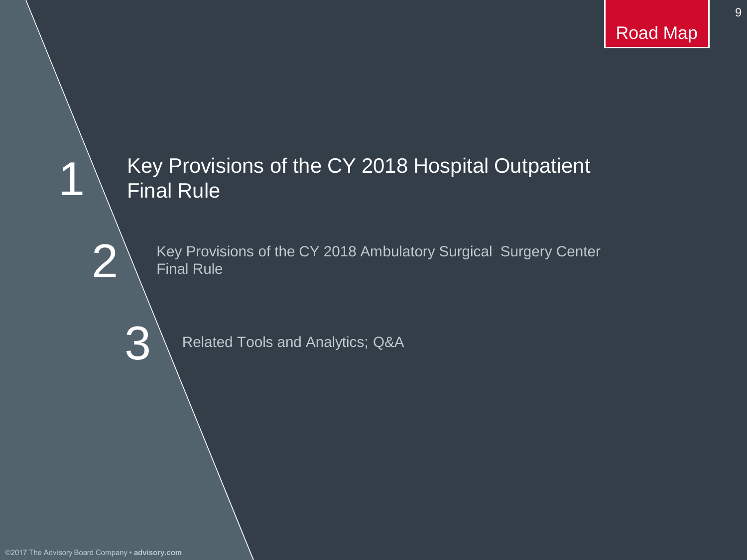Road Map

1 Key Provisions of the CY 2018 Hospital Outpatient Final Rule

2 Key Provisions of the CY 2018 Ambulatory Surgical  Surgery Center Final Rule

3 Related Tools and Analytics; Q&A

©2017 The Advisory Board Company • **advisory.com**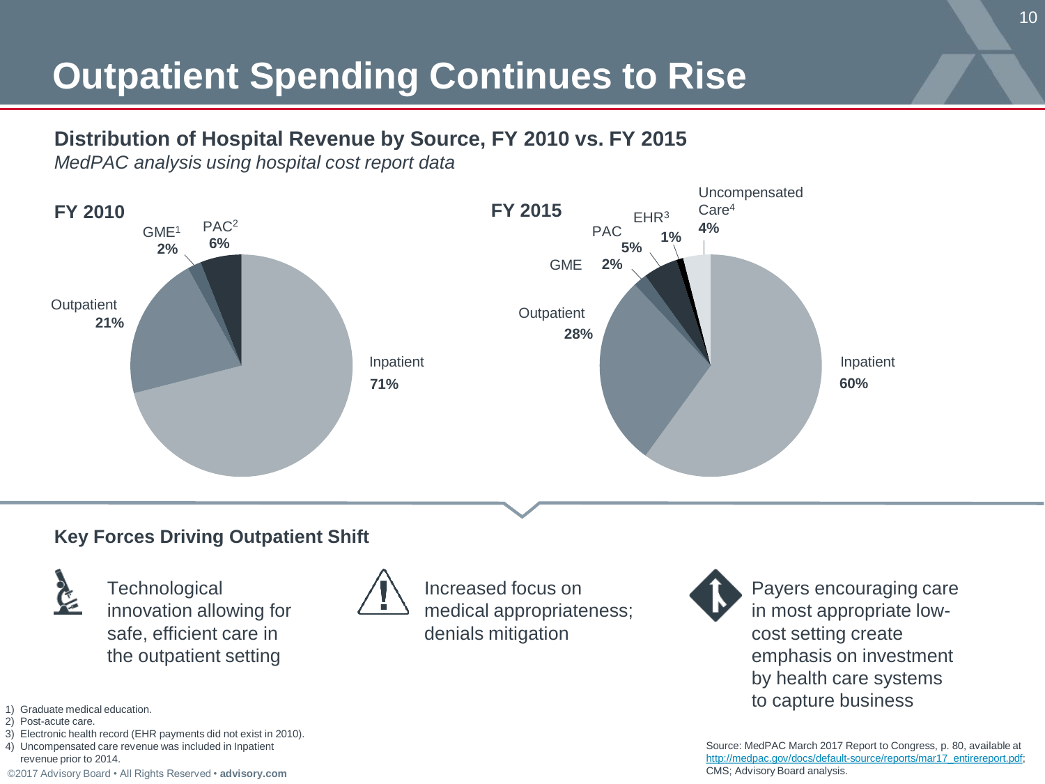# Outpatient Spending Continues to Rise

## Distribution of Hospital Revenue by Source, FY 2010 vs. FY 2015

*MedPAC analysis using hospital cost report data*

**FY 2010**

| Source | Share |
|---|---|
| Inpatient | 71% |
| Outpatient | 21% |
| GME[1] | 2% |
| PAC[2] | 6% |

**FY 2015**

| Source | Share |
|---|---|
| Inpatient | 60% |
| Outpatient | 28% |
| GME | 2% |
| PAC | 5% |
| EHR[3] | 1% |
| Uncompensated Care[4] | 4% |

## Key Forces Driving Outpatient Shift

- Technological innovation allowing for safe, efficient care in the outpatient setting
- Increased focus on medical appropriateness; denials mitigation
- Payers encouraging care in most appropriate low-cost setting create emphasis on investment by health care systems to capture business

1) Graduate medical education.
2) Post-acute care.
3) Electronic health record (EHR payments did not exist in 2010).
4) Uncompensated care revenue was included in Inpatient revenue prior to 2014.

Source: MedPAC March 2017 Report to Congress, p. 80, available at http://medpac.gov/docs/default-source/reports/mar17_entirereport.pdf; CMS; Advisory Board analysis.

©2017 Advisory Board • All Rights Reserved • **advisory.com**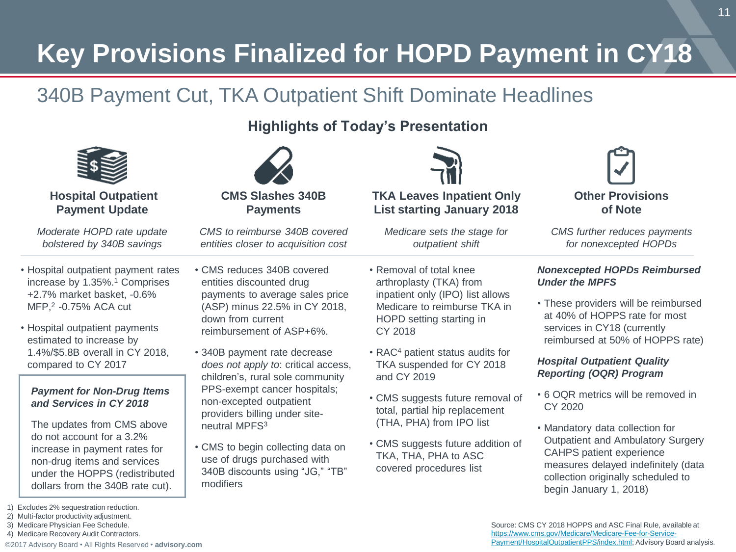# Key Provisions Finalized for HOPD Payment in CY18

## 340B Payment Cut, TKA Outpatient Shift Dominate Headlines

### Highlights of Today's Presentation

#### Hospital Outpatient Payment Update

*Moderate HOPD rate update bolstered by 340B savings*

- Hospital outpatient payment rates increase by 1.35%.[1] Comprises +2.7% market basket, -0.6% MFP,[2] -0.75% ACA cut
- Hospital outpatient payments estimated to increase by 1.4%/$5.8B overall in CY 2018, compared to CY 2017

***Payment for Non-Drug Items and Services in CY 2018***

The updates from CMS above do not account for a 3.2% increase in payment rates for non-drug items and services under the HOPPS (redistributed dollars from the 340B rate cut).

#### CMS Slashes 340B Payments

*CMS to reimburse 340B covered entities closer to acquisition cost*

- CMS reduces 340B covered entities discounted drug payments to average sales price (ASP) minus 22.5% in CY 2018, down from current reimbursement of ASP+6%.
- 340B payment rate decrease *does not apply to*: critical access, children's, rural sole community PPS-exempt cancer hospitals; non-excepted outpatient providers billing under site-neutral MPFS[3]
- CMS to begin collecting data on use of drugs purchased with 340B discounts using "JG," "TB" modifiers

#### TKA Leaves Inpatient Only List starting January 2018

*Medicare sets the stage for outpatient shift*

- Removal of total knee arthroplasty (TKA) from inpatient only (IPO) list allows Medicare to reimburse TKA in HOPD setting starting in CY 2018
- RAC[4] patient status audits for TKA suspended for CY 2018 and CY 2019
- CMS suggests future removal of total, partial hip replacement (THA, PHA) from IPO list
- CMS suggests future addition of TKA, THA, PHA to ASC covered procedures list

#### Other Provisions of Note

*CMS further reduces payments for nonexcepted HOPDs*

***Nonexcepted HOPDs Reimbursed Under the MPFS***

- These providers will be reimbursed at 40% of HOPPS rate for most services in CY18 (currently reimbursed at 50% of HOPPS rate)

***Hospital Outpatient Quality Reporting (OQR) Program***

- 6 OQR metrics will be removed in CY 2020
- Mandatory data collection for Outpatient and Ambulatory Surgery CAHPS patient experience measures delayed indefinitely (data collection originally scheduled to begin January 1, 2018)

1) Excludes 2% sequestration reduction.
2) Multi-factor productivity adjustment.
3) Medicare Physician Fee Schedule.
4) Medicare Recovery Audit Contractors.

Source: CMS CY 2018 HOPPS and ASC Final Rule, available at https://www.cms.gov/Medicare/Medicare-Fee-for-Service-Payment/HospitalOutpatientPPS/index.html; Advisory Board analysis.

©2017 Advisory Board • All Rights Reserved • **advisory.com**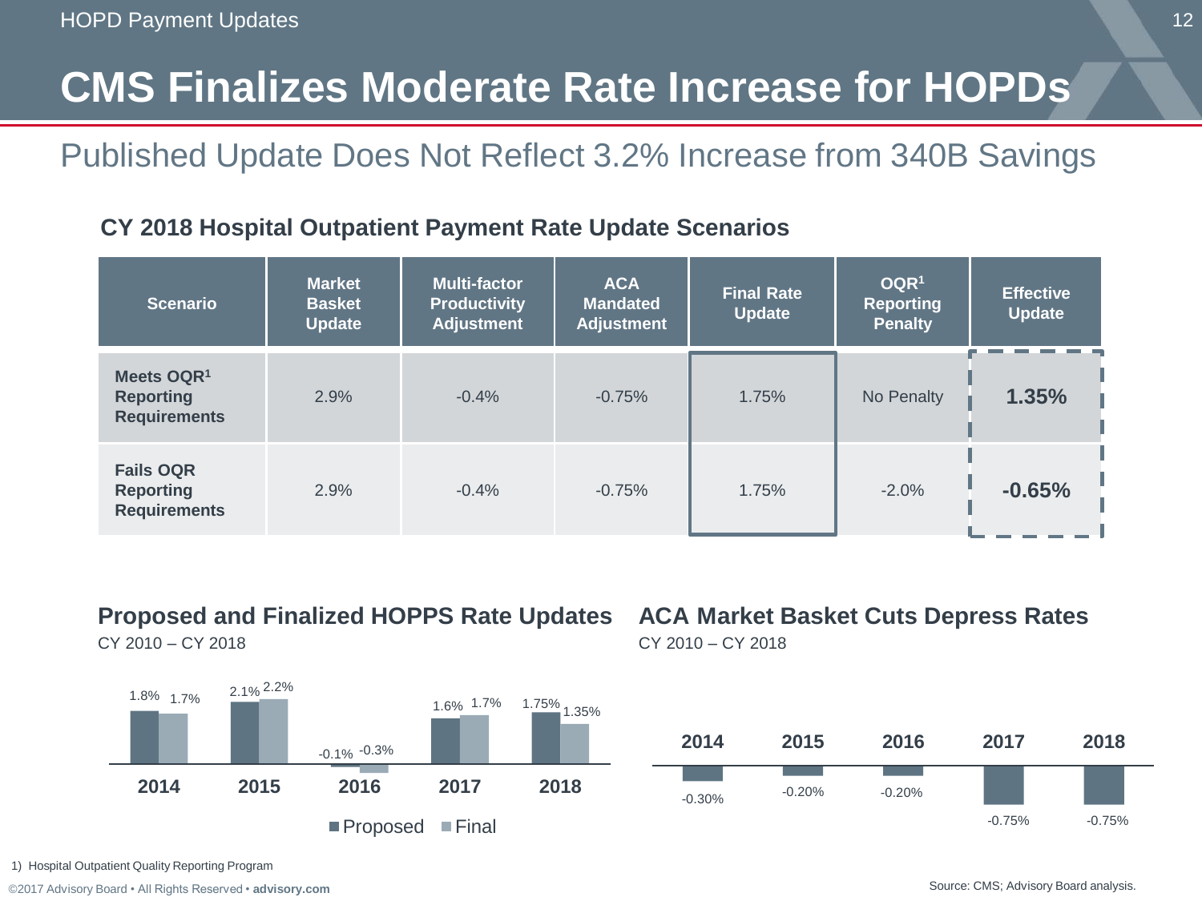# CMS Finalizes Moderate Rate Increase for HOPDs

## Published Update Does Not Reflect 3.2% Increase from 340B Savings

### CY 2018 Hospital Outpatient Payment Rate Update Scenarios

| Scenario | Market Basket Update | Multi-factor Productivity Adjustment | ACA Mandated Adjustment | Final Rate Update | OQR[1] Reporting Penalty | Effective Update |
|---|---|---|---|---|---|---|
| **Meets OQR[1] Reporting Requirements** | 2.9% | -0.4% | -0.75% | 1.75% | No Penalty | **1.35%** |
| **Fails OQR Reporting Requirements** | 2.9% | -0.4% | -0.75% | 1.75% | -2.0% | **-0.65%** |

### Proposed and Finalized HOPPS Rate Updates

CY 2010 – CY 2018

| Year | Proposed | Final |
|---|---|---|
| 2014 | 1.8% | 1.7% |
| 2015 | 2.1% | 2.2% |
| 2016 | -0.1% | -0.3% |
| 2017 | 1.6% | 1.7% |
| 2018 | 1.75% | 1.35% |

### ACA Market Basket Cuts Depress Rates

CY 2010 – CY 2018

| 2014 | 2015 | 2016 | 2017 | 2018 |
|---|---|---|---|---|
| -0.30% | -0.20% | -0.20% | -0.75% | -0.75% |

1) Hospital Outpatient Quality Reporting Program

Source: CMS; Advisory Board analysis.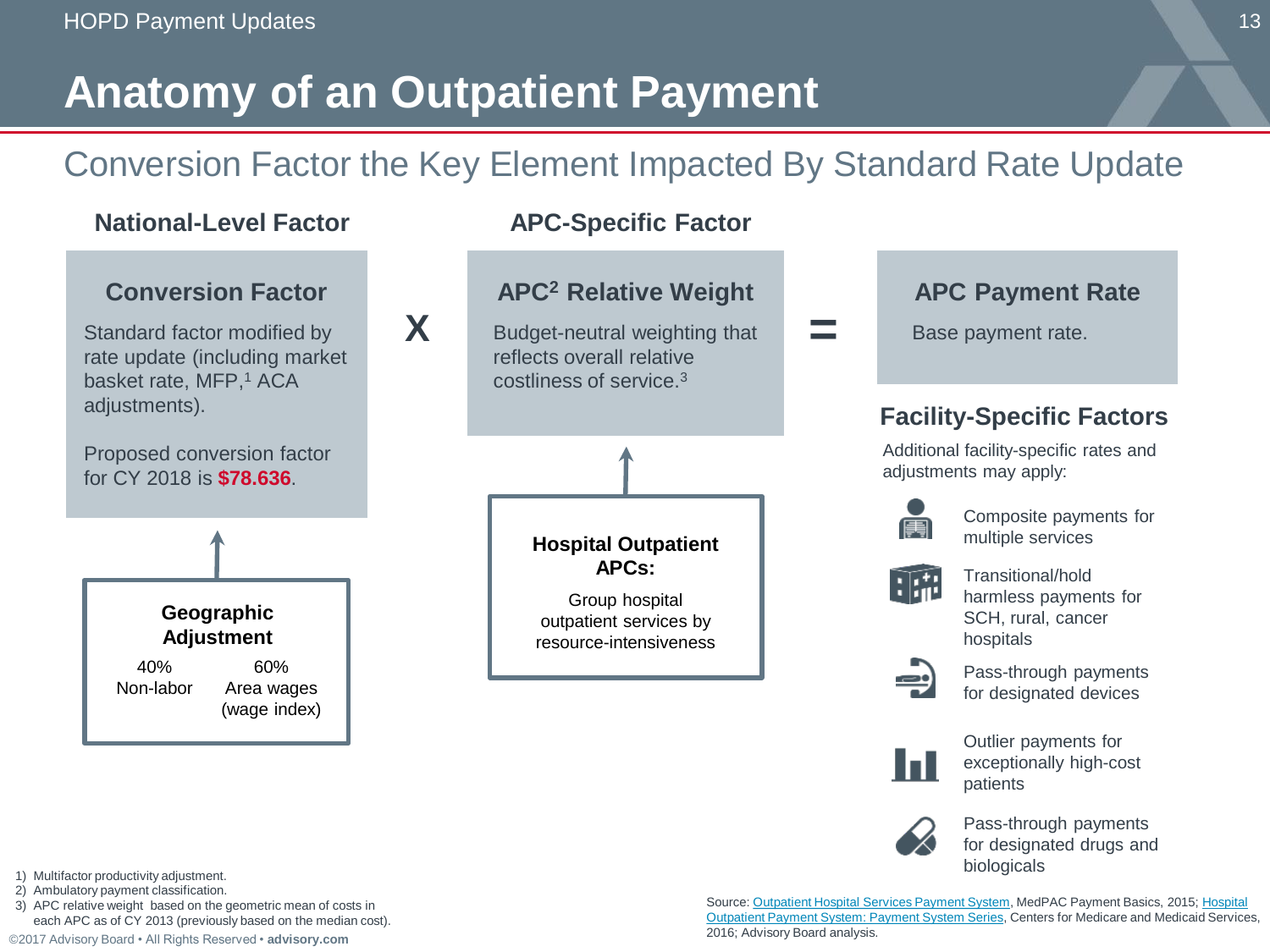# Anatomy of an Outpatient Payment

## Conversion Factor the Key Element Impacted By Standard Rate Update

### National-Level Factor

**Conversion Factor**

Standard factor modified by rate update (including market basket rate, MFP,[1] ACA adjustments).

Proposed conversion factor for CY 2018 is **$78.636**.

**Geographic Adjustment**

| 40% | 60% |
| --- | --- |
| Non-labor | Area wages (wage index) |

X

### APC-Specific Factor

**APC[2] Relative Weight**

Budget-neutral weighting that reflects overall relative costliness of service.[3]

**Hospital Outpatient APCs:**

Group hospital outpatient services by resource-intensiveness

=

**APC Payment Rate**

Base payment rate.

### Facility-Specific Factors

Additional facility-specific rates and adjustments may apply:

- Composite payments for multiple services
- Transitional/hold harmless payments for SCH, rural, cancer hospitals
- Pass-through payments for designated devices
- Outlier payments for exceptionally high-cost patients
- Pass-through payments for designated drugs and biologicals

1) Multifactor productivity adjustment.
2) Ambulatory payment classification.
3) APC relative weight based on the geometric mean of costs in each APC as of CY 2013 (previously based on the median cost).

Source: Outpatient Hospital Services Payment System, MedPAC Payment Basics, 2015; Hospital Outpatient Payment System: Payment System Series, Centers for Medicare and Medicaid Services, 2016; Advisory Board analysis.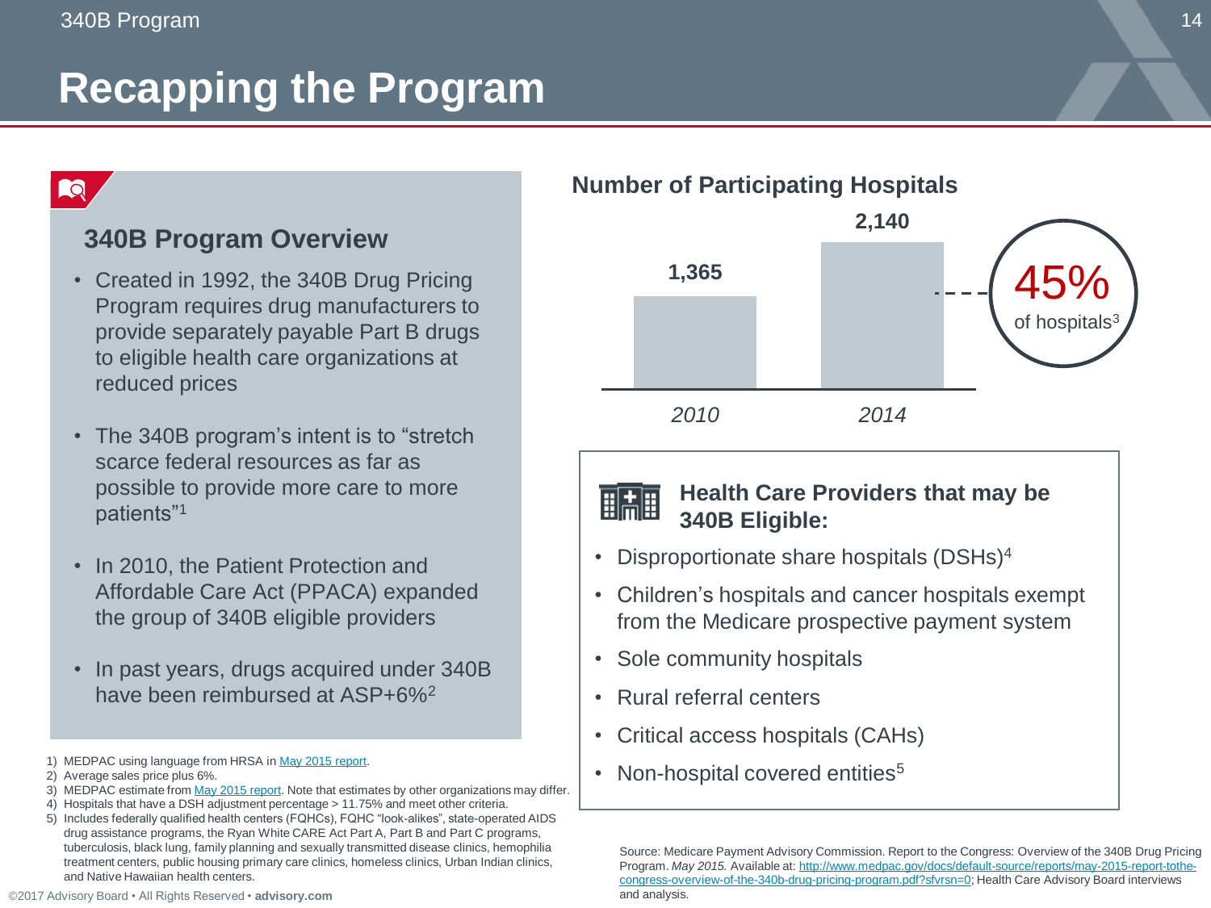# Recapping the Program

## 340B Program Overview

- Created in 1992, the 340B Drug Pricing Program requires drug manufacturers to provide separately payable Part B drugs to eligible health care organizations at reduced prices
- The 340B program's intent is to "stretch scarce federal resources as far as possible to provide more care to more patients"[1]
- In 2010, the Patient Protection and Affordable Care Act (PPACA) expanded the group of 340B eligible providers
- In past years, drugs acquired under 340B have been reimbursed at ASP+6%[2]

### Number of Participating Hospitals

| Year | Number of Participating Hospitals |
|---|---|
| 2010 | 1,365 |
| 2014 | 2,140 |

45% of hospitals[3]

### Health Care Providers that may be 340B Eligible:

- Disproportionate share hospitals (DSHs)[4]
- Children's hospitals and cancer hospitals exempt from the Medicare prospective payment system
- Sole community hospitals
- Rural referral centers
- Critical access hospitals (CAHs)
- Non-hospital covered entities[5]

1) MEDPAC using language from HRSA in May 2015 report.
2) Average sales price plus 6%.
3) MEDPAC estimate from May 2015 report. Note that estimates by other organizations may differ.
4) Hospitals that have a DSH adjustment percentage > 11.75% and meet other criteria.
5) Includes federally qualified health centers (FQHCs), FQHC "look-alikes", state-operated AIDS drug assistance programs, the Ryan White CARE Act Part A, Part B and Part C programs, tuberculosis, black lung, family planning and sexually transmitted disease clinics, hemophilia treatment centers, public housing primary care clinics, homeless clinics, Urban Indian clinics, and Native Hawaiian health centers.

Source: Medicare Payment Advisory Commission. Report to the Congress: Overview of the 340B Drug Pricing Program. *May 2015.* Available at: http://www.medpac.gov/docs/default-source/reports/may-2015-report-tothe-congress-overview-of-the-340b-drug-pricing-program.pdf?sfvrsn=0; Health Care Advisory Board interviews and analysis.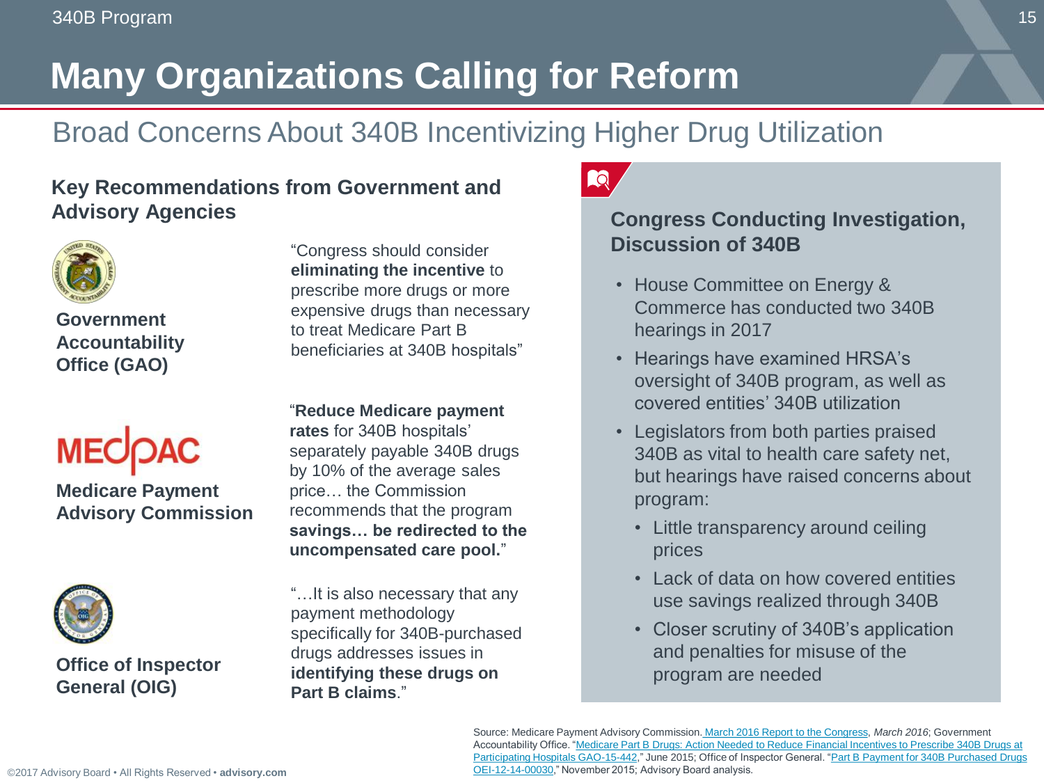# Many Organizations Calling for Reform

## Broad Concerns About 340B Incentivizing Higher Drug Utilization

### Key Recommendations from Government and Advisory Agencies

**Government Accountability Office (GAO)**

"Congress should consider **eliminating the incentive** to prescribe more drugs or more expensive drugs than necessary to treat Medicare Part B beneficiaries at 340B hospitals"

**Medicare Payment Advisory Commission**

"**Reduce Medicare payment rates** for 340B hospitals' separately payable 340B drugs by 10% of the average sales price… the Commission recommends that the program **savings… be redirected to the uncompensated care pool.**"

**Office of Inspector General (OIG)**

"…It is also necessary that any payment methodology specifically for 340B-purchased drugs addresses issues in **identifying these drugs on Part B claims**."

### Congress Conducting Investigation, Discussion of 340B

- House Committee on Energy & Commerce has conducted two 340B hearings in 2017
- Hearings have examined HRSA's oversight of 340B program, as well as covered entities' 340B utilization
- Legislators from both parties praised 340B as vital to health care safety net, but hearings have raised concerns about program:
  - Little transparency around ceiling prices
  - Lack of data on how covered entities use savings realized through 340B
  - Closer scrutiny of 340B's application and penalties for misuse of the program are needed

Source: Medicare Payment Advisory Commission. March 2016 Report to the Congress, *March 2016*; Government Accountability Office. "Medicare Part B Drugs: Action Needed to Reduce Financial Incentives to Prescribe 340B Drugs at Participating Hospitals GAO-15-442," June 2015; Office of Inspector General. "Part B Payment for 340B Purchased Drugs OEI-12-14-00030," November 2015; Advisory Board analysis.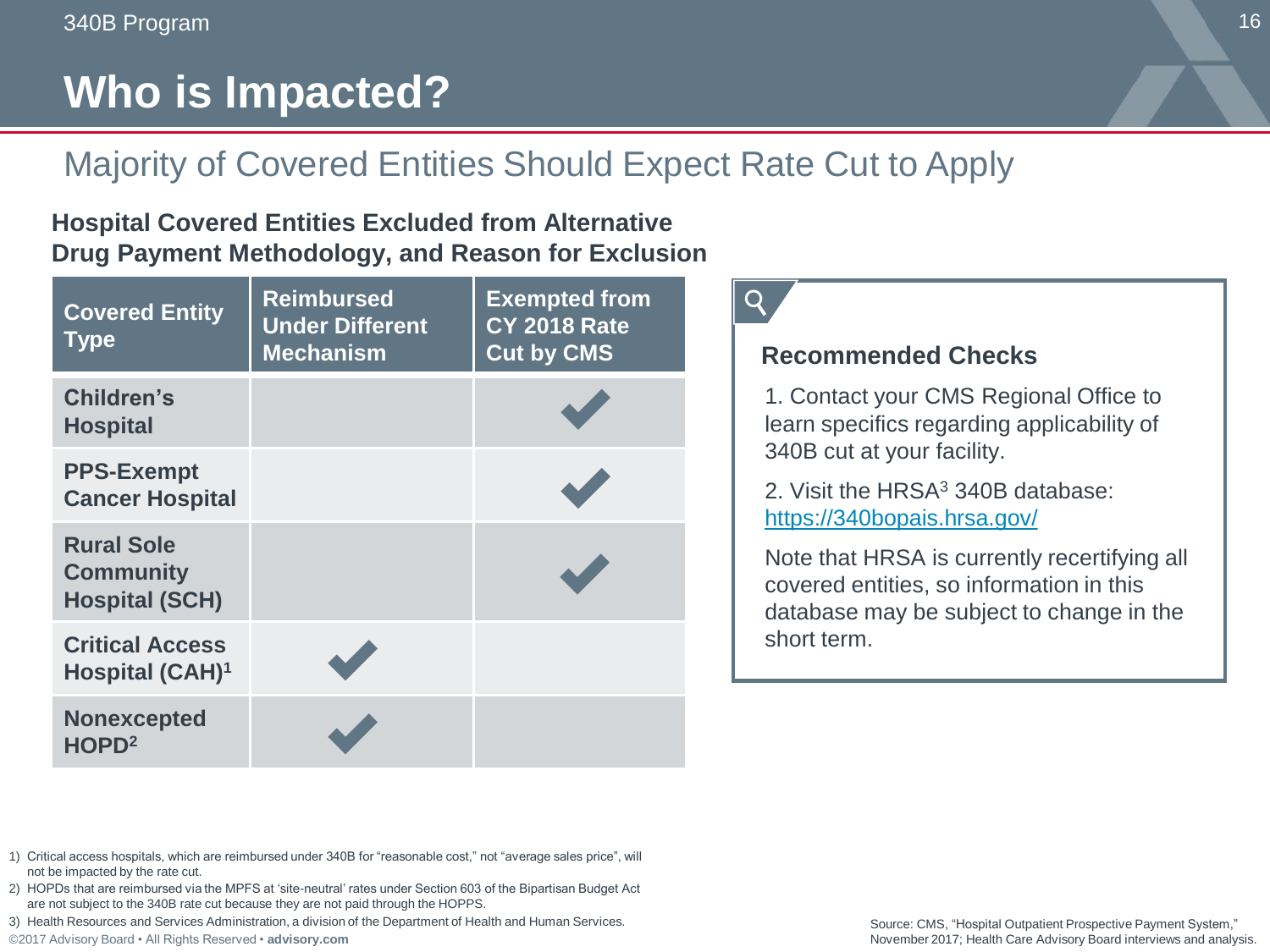# Who is Impacted?

## Majority of Covered Entities Should Expect Rate Cut to Apply

**Hospital Covered Entities Excluded from Alternative Drug Payment Methodology, and Reason for Exclusion**

| Covered Entity Type | Reimbursed Under Different Mechanism | Exempted from CY 2018 Rate Cut by CMS |
|---|---|---|
| Children's Hospital | | ✓ |
| PPS-Exempt Cancer Hospital | | ✓ |
| Rural Sole Community Hospital (SCH) | | ✓ |
| Critical Access Hospital (CAH)[1] | ✓ | |
| Nonexcepted HOPD[2] | ✓ | |

### Recommended Checks

1. Contact your CMS Regional Office to learn specifics regarding applicability of 340B cut at your facility.
2. Visit the HRSA[3] 340B database: https://340bopais.hrsa.gov/

Note that HRSA is currently recertifying all covered entities, so information in this database may be subject to change in the short term.

1) Critical access hospitals, which are reimbursed under 340B for "reasonable cost," not "average sales price", will not be impacted by the rate cut.
2) HOPDs that are reimbursed via the MPFS at 'site-neutral' rates under Section 603 of the Bipartisan Budget Act are not subject to the 340B rate cut because they are not paid through the HOPPS.
3) Health Resources and Services Administration, a division of the Department of Health and Human Services.

Source: CMS, "Hospital Outpatient Prospective Payment System," November 2017; Health Care Advisory Board interviews and analysis.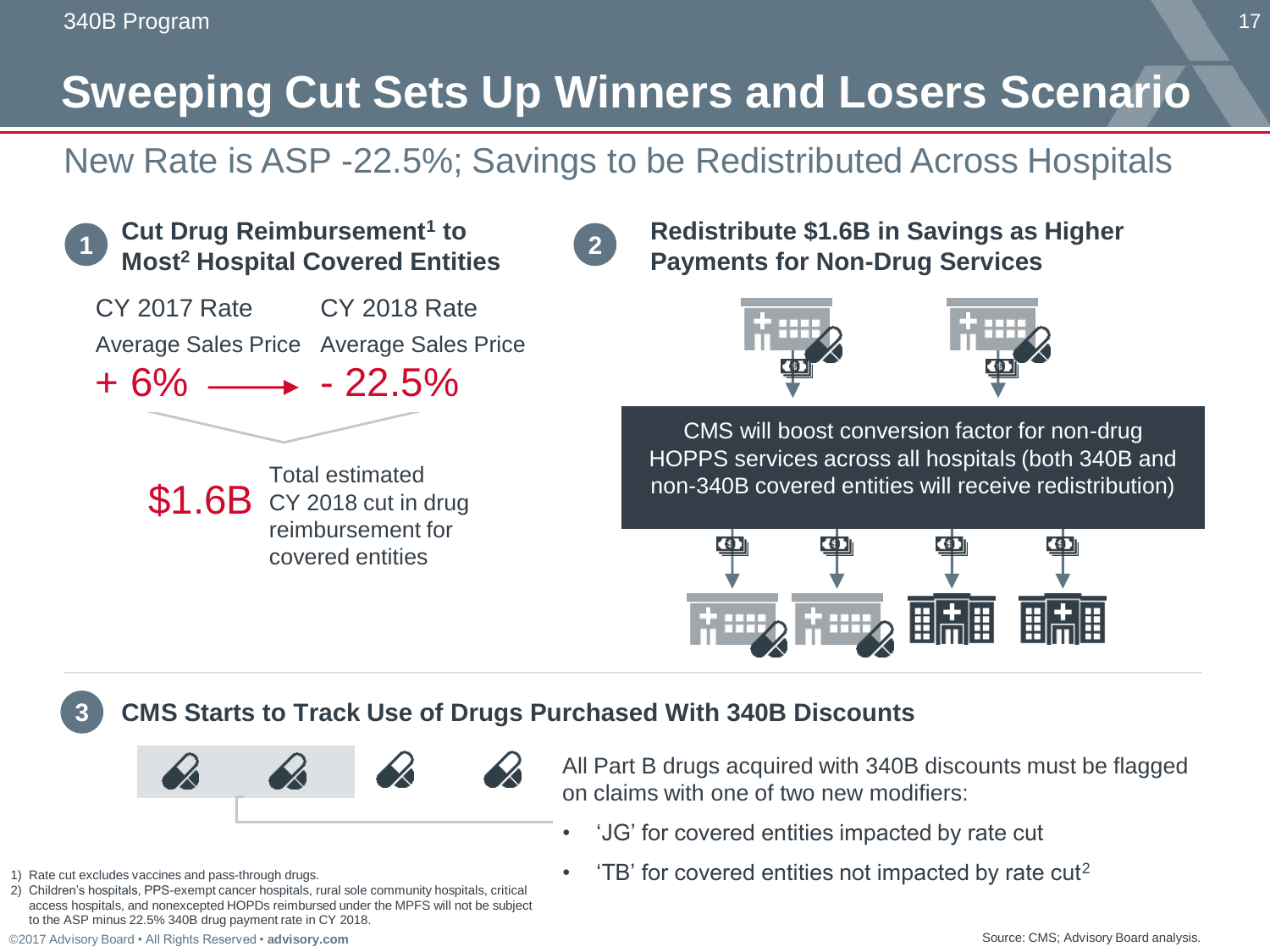# Sweeping Cut Sets Up Winners and Losers Scenario

## New Rate is ASP -22.5%; Savings to be Redistributed Across Hospitals

### 1 Cut Drug Reimbursement[1] to Most[2] Hospital Covered Entities

| CY 2017 Rate | CY 2018 Rate |
|---|---|
| Average Sales Price | Average Sales Price |
| + 6% | - 22.5% |

**$1.6B** Total estimated CY 2018 cut in drug reimbursement for covered entities

### 2 Redistribute $1.6B in Savings as Higher Payments for Non-Drug Services

CMS will boost conversion factor for non-drug HOPPS services across all hospitals (both 340B and non-340B covered entities will receive redistribution)

### 3 CMS Starts to Track Use of Drugs Purchased With 340B Discounts

All Part B drugs acquired with 340B discounts must be flagged on claims with one of two new modifiers:

- 'JG' for covered entities impacted by rate cut
- 'TB' for covered entities not impacted by rate cut[2]

1) Rate cut excludes vaccines and pass-through drugs.
2) Children's hospitals, PPS-exempt cancer hospitals, rural sole community hospitals, critical access hospitals, and nonexcepted HOPDs reimbursed under the MPFS will not be subject to the ASP minus 22.5% 340B drug payment rate in CY 2018.

Source: CMS; Advisory Board analysis.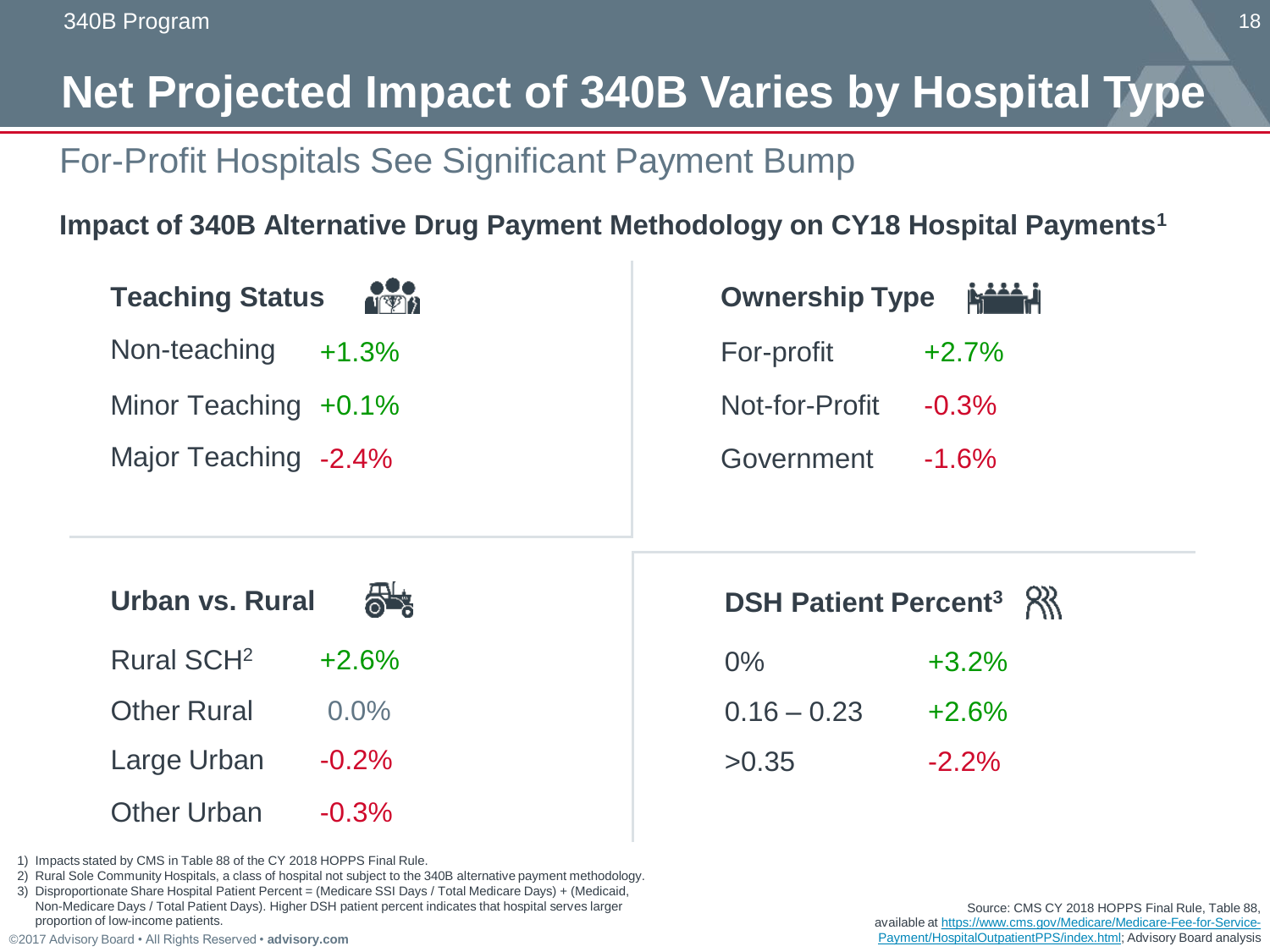# Net Projected Impact of 340B Varies by Hospital Type

## For-Profit Hospitals See Significant Payment Bump

**Impact of 340B Alternative Drug Payment Methodology on CY18 Hospital Payments[1]**

### Teaching Status

| | |
|---|---|
| Non-teaching | +1.3% |
| Minor Teaching | +0.1% |
| Major Teaching | -2.4% |

### Ownership Type

| | |
|---|---|
| For-profit | +2.7% |
| Not-for-Profit | -0.3% |
| Government | -1.6% |

### Urban vs. Rural

| | |
|---|---|
| Rural SCH[2] | +2.6% |
| Other Rural | 0.0% |
| Large Urban | -0.2% |
| Other Urban | -0.3% |

### DSH Patient Percent[3]

| | |
|---|---|
| 0% | +3.2% |
| 0.16 – 0.23 | +2.6% |
| >0.35 | -2.2% |

1) Impacts stated by CMS in Table 88 of the CY 2018 HOPPS Final Rule.
2) Rural Sole Community Hospitals, a class of hospital not subject to the 340B alternative payment methodology.
3) Disproportionate Share Hospital Patient Percent = (Medicare SSI Days / Total Medicare Days) + (Medicaid, Non-Medicare Days / Total Patient Days). Higher DSH patient percent indicates that hospital serves larger proportion of low-income patients.

Source: CMS CY 2018 HOPPS Final Rule, Table 88, available at https://www.cms.gov/Medicare/Medicare-Fee-for-Service-Payment/HospitalOutpatientPPS/index.html; Advisory Board analysis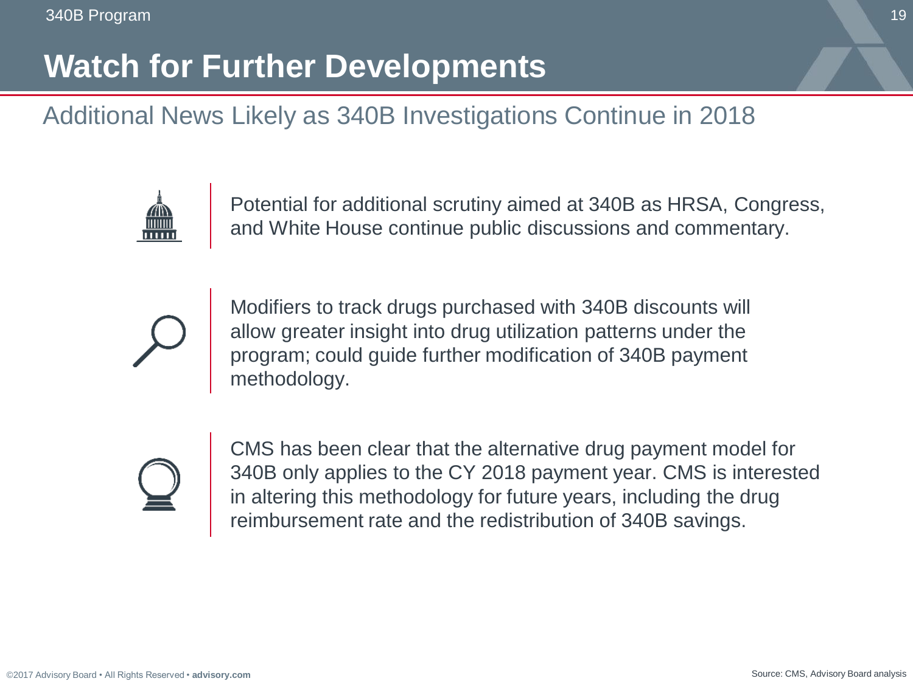# Watch for Further Developments

## Additional News Likely as 340B Investigations Continue in 2018

Potential for additional scrutiny aimed at 340B as HRSA, Congress, and White House continue public discussions and commentary.

Modifiers to track drugs purchased with 340B discounts will allow greater insight into drug utilization patterns under the program; could guide further modification of 340B payment methodology.

CMS has been clear that the alternative drug payment model for 340B only applies to the CY 2018 payment year. CMS is interested in altering this methodology for future years, including the drug reimbursement rate and the redistribution of 340B savings.

Source: CMS, Advisory Board analysis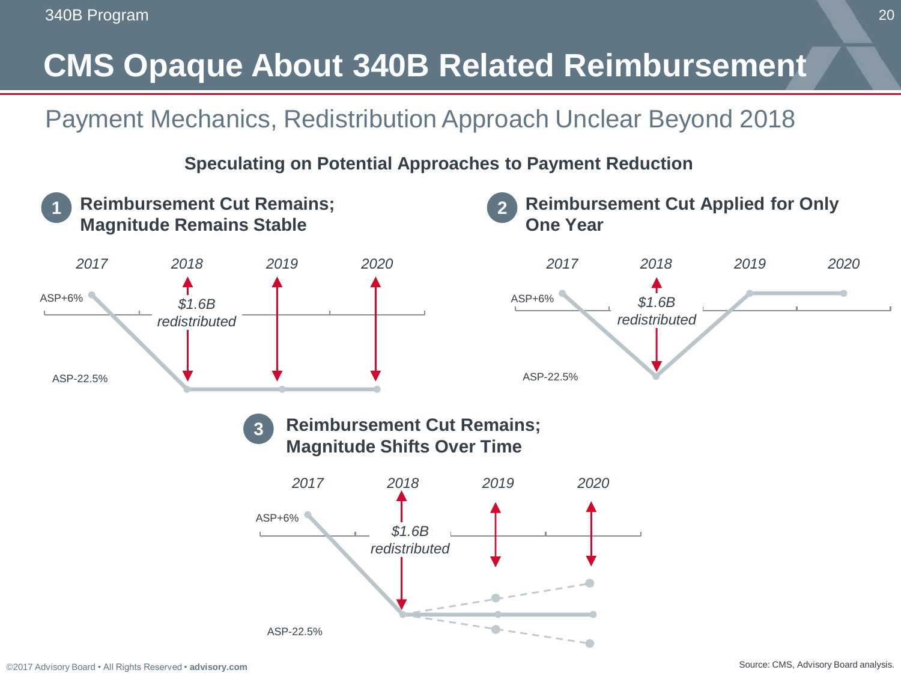# CMS Opaque About 340B Related Reimbursement

## Payment Mechanics, Redistribution Approach Unclear Beyond 2018

### Speculating on Potential Approaches to Payment Reduction

**1 Reimbursement Cut Remains; Magnitude Remains Stable**

2017 | 2018 | 2019 | 2020

ASP+6%

*$1.6B redistributed*

ASP-22.5%

**2 Reimbursement Cut Applied for Only One Year**

2017 | 2018 | 2019 | 2020

ASP+6%

*$1.6B redistributed*

ASP-22.5%

**3 Reimbursement Cut Remains; Magnitude Shifts Over Time**

2017 | 2018 | 2019 | 2020

ASP+6%

*$1.6B redistributed*

ASP-22.5%

©2017 Advisory Board • All Rights Reserved • **advisory.com**

Source: CMS, Advisory Board analysis.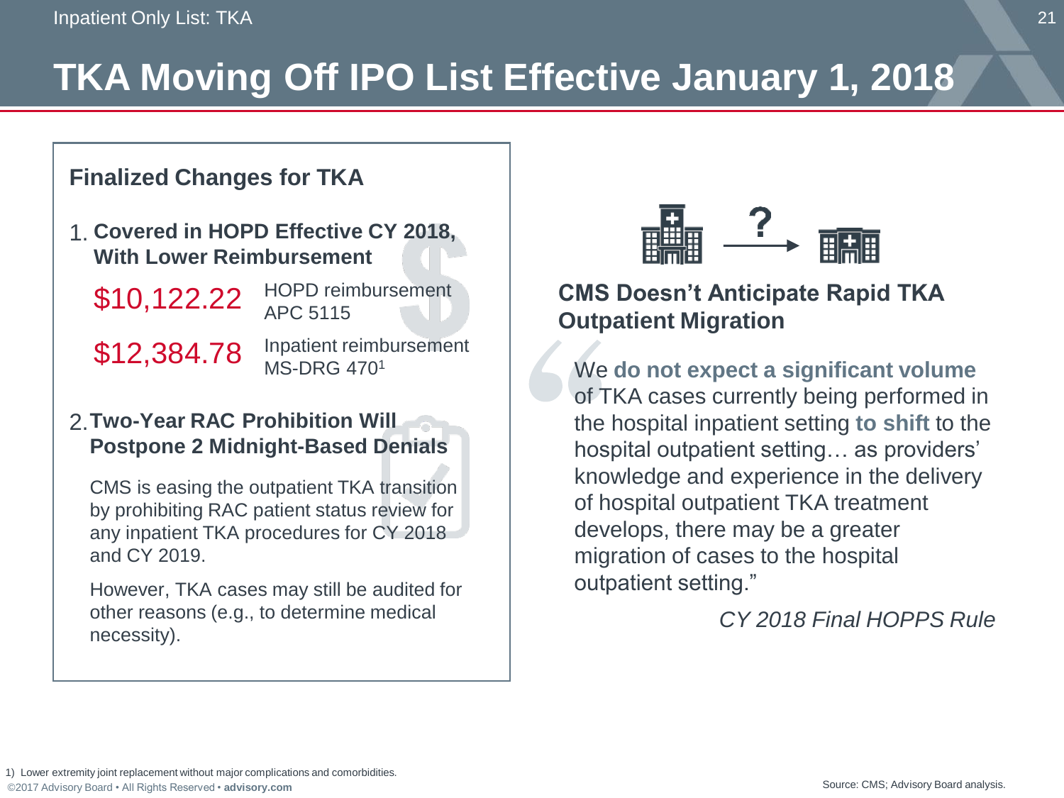# TKA Moving Off IPO List Effective January 1, 2018

## Finalized Changes for TKA

1. **Covered in HOPD Effective CY 2018, With Lower Reimbursement**

| | |
|---|---|
| $10,122.22 | HOPD reimbursement APC 5115 |
| $12,384.78 | Inpatient reimbursement MS-DRG 470[1] |

2. **Two-Year RAC Prohibition Will Postpone 2 Midnight-Based Denials**

   CMS is easing the outpatient TKA transition by prohibiting RAC patient status review for any inpatient TKA procedures for CY 2018 and CY 2019.

   However, TKA cases may still be audited for other reasons (e.g., to determine medical necessity).

## CMS Doesn't Anticipate Rapid TKA Outpatient Migration

"We **do not expect a significant volume** of TKA cases currently being performed in the hospital inpatient setting **to shift** to the hospital outpatient setting… as providers' knowledge and experience in the delivery of hospital outpatient TKA treatment develops, there may be a greater migration of cases to the hospital outpatient setting."

*CY 2018 Final HOPPS Rule*

1) Lower extremity joint replacement without major complications and comorbidities.

Source: CMS; Advisory Board analysis.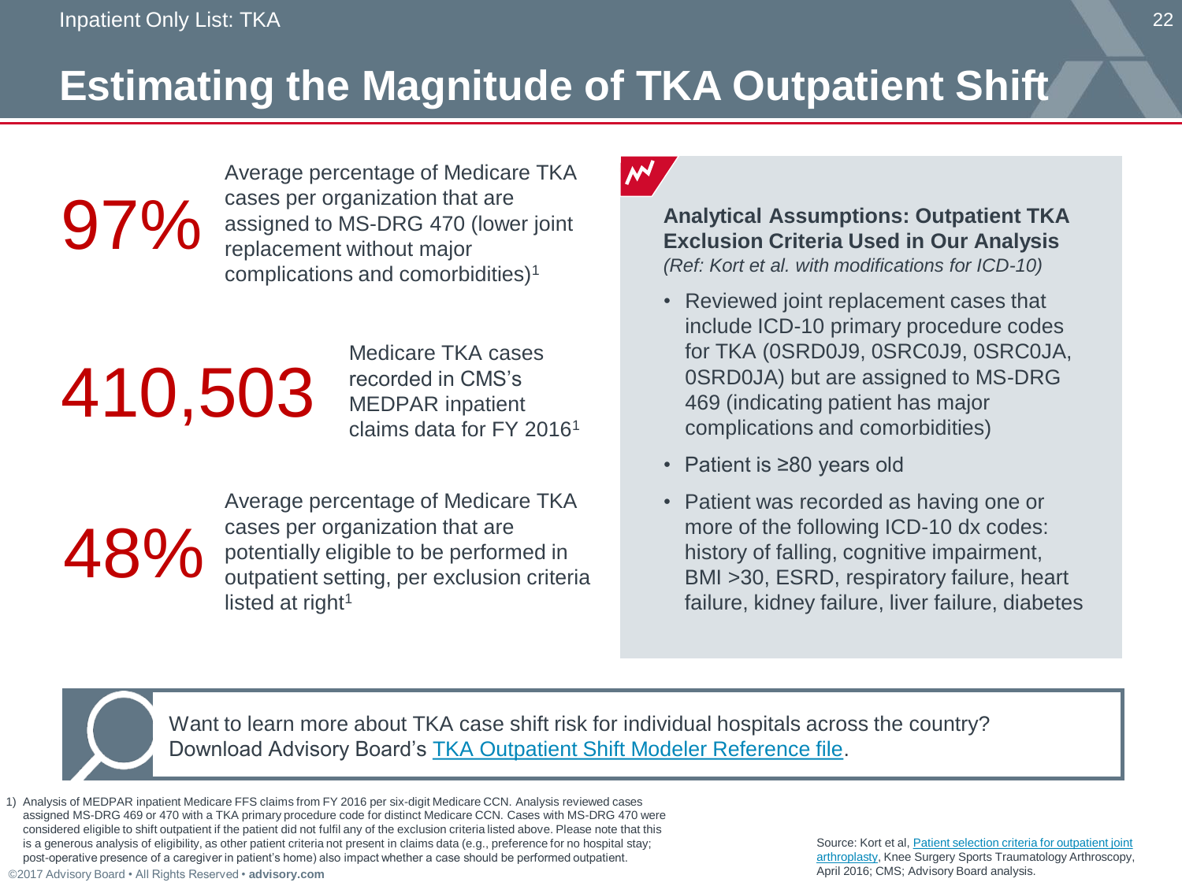# Estimating the Magnitude of TKA Outpatient Shift

**97%** Average percentage of Medicare TKA cases per organization that are assigned to MS-DRG 470 (lower joint replacement without major complications and comorbidities)[1]

**410,503** Medicare TKA cases recorded in CMS's MEDPAR inpatient claims data for FY 2016[1]

**48%** Average percentage of Medicare TKA cases per organization that are potentially eligible to be performed in outpatient setting, per exclusion criteria listed at right[1]

**Analytical Assumptions: Outpatient TKA Exclusion Criteria Used in Our Analysis**
*(Ref: Kort et al. with modifications for ICD-10)*

- Reviewed joint replacement cases that include ICD-10 primary procedure codes for TKA (0SRD0J9, 0SRC0J9, 0SRC0JA, 0SRD0JA) but are assigned to MS-DRG 469 (indicating patient has major complications and comorbidities)
- Patient is ≥80 years old
- Patient was recorded as having one or more of the following ICD-10 dx codes: history of falling, cognitive impairment, BMI >30, ESRD, respiratory failure, heart failure, kidney failure, liver failure, diabetes

Want to learn more about TKA case shift risk for individual hospitals across the country? Download Advisory Board's [TKA Outpatient Shift Modeler Reference file]().

1) Analysis of MEDPAR inpatient Medicare FFS claims from FY 2016 per six-digit Medicare CCN. Analysis reviewed cases assigned MS-DRG 469 or 470 with a TKA primary procedure code for distinct Medicare CCN. Cases with MS-DRG 470 were considered eligible to shift outpatient if the patient did not fulfil any of the exclusion criteria listed above. Please note that this is a generous analysis of eligibility, as other patient criteria not present in claims data (e.g., preference for no hospital stay; post-operative presence of a caregiver in patient's home) also impact whether a case should be performed outpatient.

Source: Kort et al, [Patient selection criteria for outpatient joint arthroplasty](), Knee Surgery Sports Traumatology Arthroscopy, April 2016; CMS; Advisory Board analysis.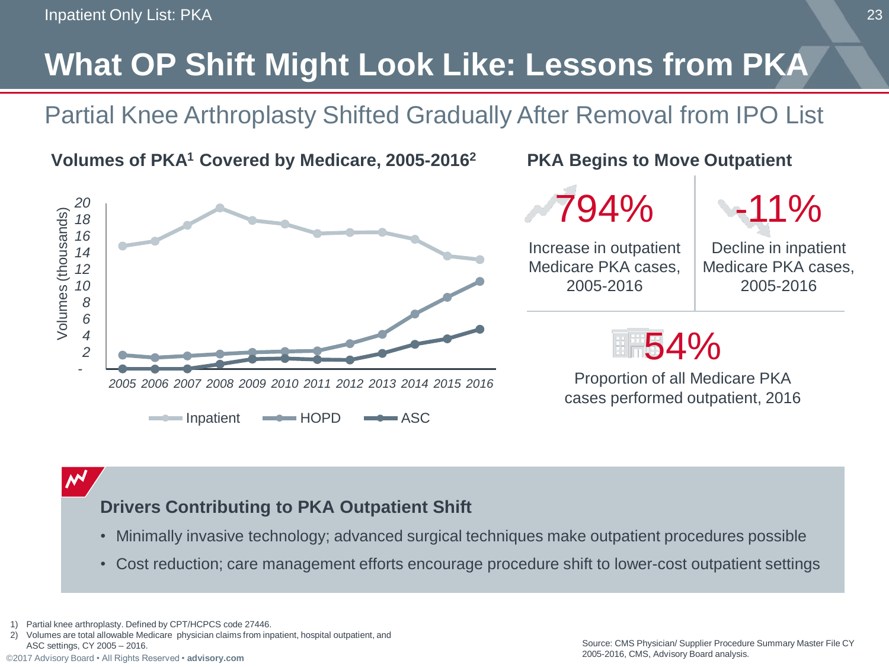# What OP Shift Might Look Like: Lessons from PKA

## Partial Knee Arthroplasty Shifted Gradually After Removal from IPO List

### Volumes of PKA[1] Covered by Medicare, 2005-2016[2]

Volumes (thousands)

| Year | Inpatient | HOPD | ASC |
|---|---|---|---|
| 2005 | | | |
| 2006 | | | |
| 2007 | | | |
| 2008 | | | |
| 2009 | | | |
| 2010 | | | |
| 2011 | | | |
| 2012 | | | |
| 2013 | | | |
| 2014 | | | |
| 2015 | | | |
| 2016 | | | |

### PKA Begins to Move Outpatient

**794%** Increase in outpatient Medicare PKA cases, 2005-2016

**-11%** Decline in inpatient Medicare PKA cases, 2005-2016

**54%** Proportion of all Medicare PKA cases performed outpatient, 2016

### Drivers Contributing to PKA Outpatient Shift

- Minimally invasive technology; advanced surgical techniques make outpatient procedures possible
- Cost reduction; care management efforts encourage procedure shift to lower-cost outpatient settings

1) Partial knee arthroplasty. Defined by CPT/HCPCS code 27446.
2) Volumes are total allowable Medicare physician claims from inpatient, hospital outpatient, and ASC settings, CY 2005 – 2016.

Source: CMS Physician/ Supplier Procedure Summary Master File CY 2005-2016, CMS, Advisory Board analysis.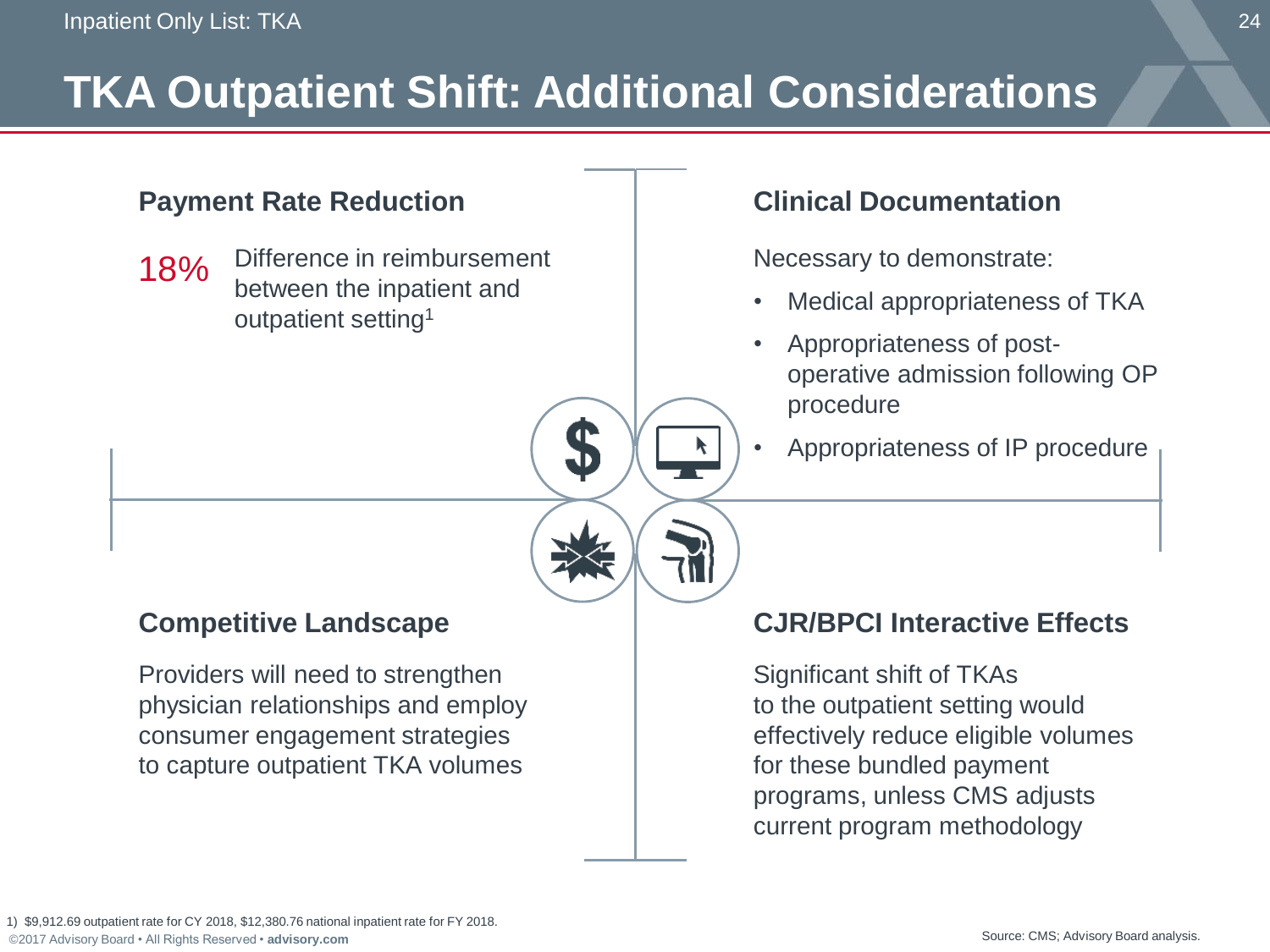# TKA Outpatient Shift: Additional Considerations

## Payment Rate Reduction

**18%** Difference in reimbursement between the inpatient and outpatient setting[1]

## Clinical Documentation

Necessary to demonstrate:

- Medical appropriateness of TKA
- Appropriateness of post-operative admission following OP procedure
- Appropriateness of IP procedure

## Competitive Landscape

Providers will need to strengthen physician relationships and employ consumer engagement strategies to capture outpatient TKA volumes

## CJR/BPCI Interactive Effects

Significant shift of TKAs to the outpatient setting would effectively reduce eligible volumes for these bundled payment programs, unless CMS adjusts current program methodology

1) $9,912.69 outpatient rate for CY 2018, $12,380.76 national inpatient rate for FY 2018.

Source: CMS; Advisory Board analysis.

©2017 Advisory Board • All Rights Reserved • **advisory.com**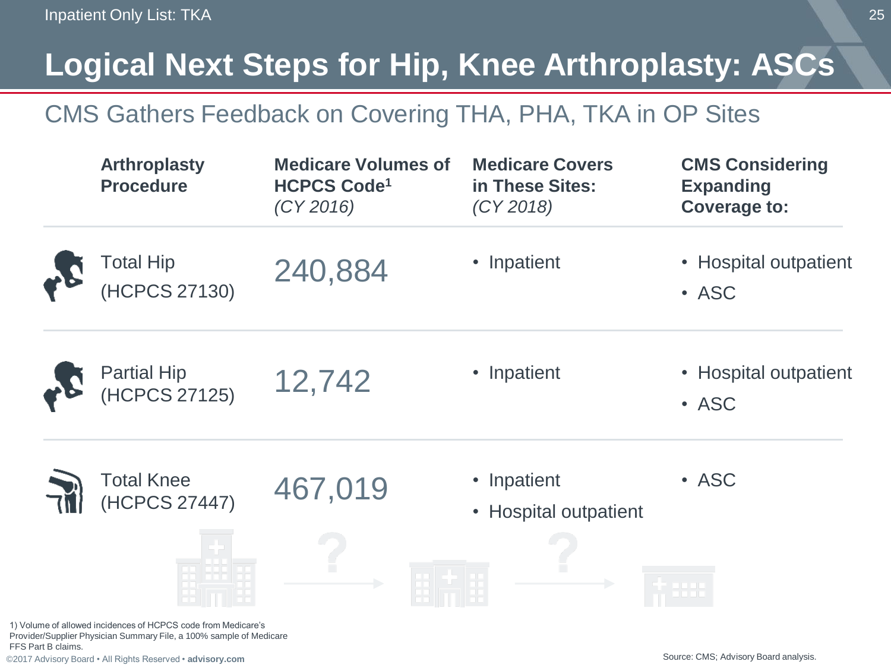# Logical Next Steps for Hip, Knee Arthroplasty: ASCs

## CMS Gathers Feedback on Covering THA, PHA, TKA in OP Sites

| Arthroplasty Procedure | Medicare Volumes of HCPCS Code[1] *(CY 2016)* | Medicare Covers in These Sites: *(CY 2018)* | CMS Considering Expanding Coverage to: |
|---|---|---|---|
| Total Hip (HCPCS 27130) | 240,884 | • Inpatient | • Hospital outpatient<br>• ASC |
| Partial Hip (HCPCS 27125) | 12,742 | • Inpatient | • Hospital outpatient<br>• ASC |
| Total Knee (HCPCS 27447) | 467,019 | • Inpatient<br>• Hospital outpatient | • ASC |

1) Volume of allowed incidences of HCPCS code from Medicare's Provider/Supplier Physician Summary File, a 100% sample of Medicare FFS Part B claims.

Source: CMS; Advisory Board analysis.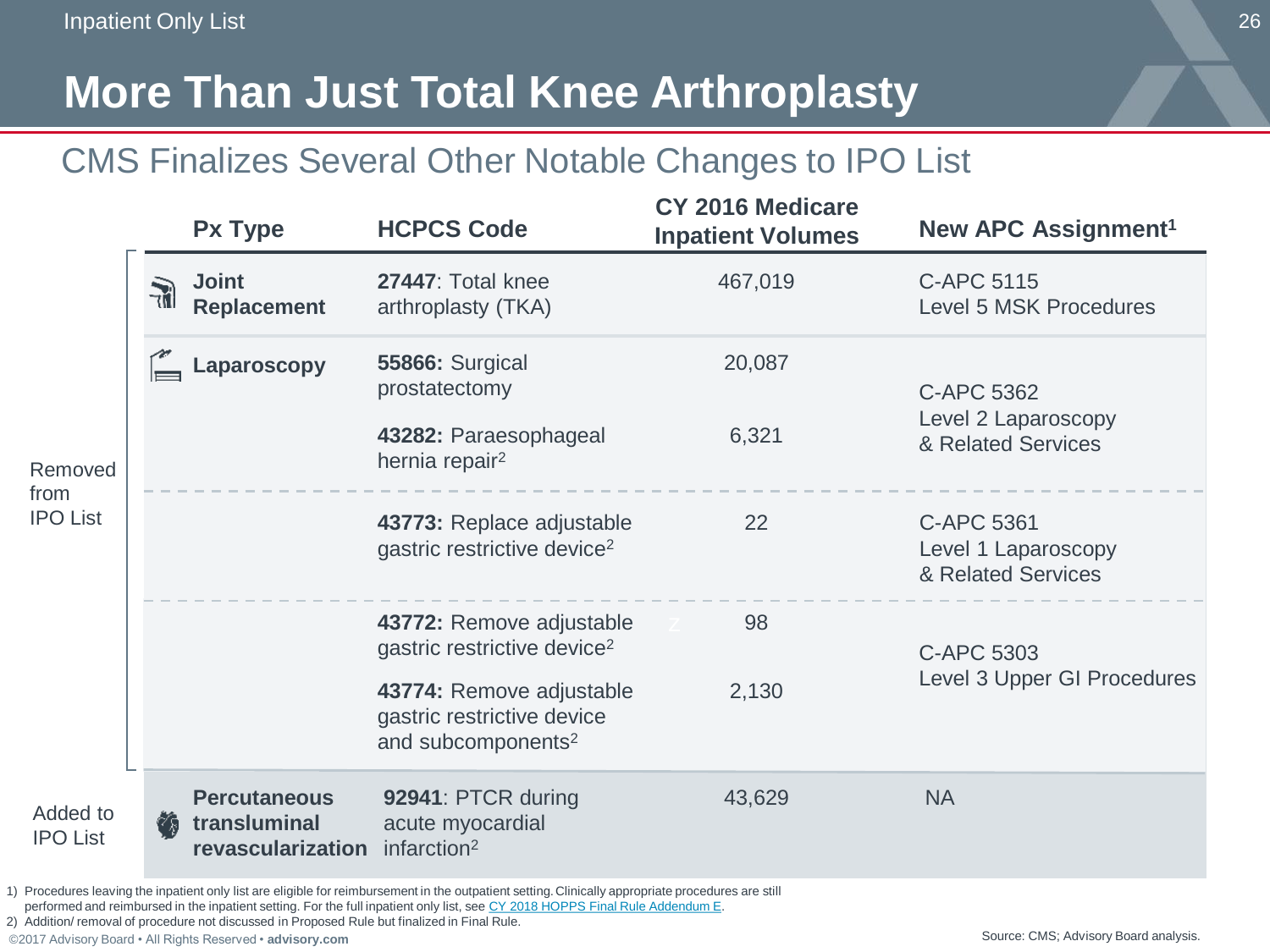# More Than Just Total Knee Arthroplasty

## CMS Finalizes Several Other Notable Changes to IPO List

| | Px Type | HCPCS Code | CY 2016 Medicare Inpatient Volumes | New APC Assignment[1] |
|---|---|---|---|---|
| Removed from IPO List | **Joint Replacement** | **27447**: Total knee arthroplasty (TKA) | 467,019 | C-APC 5115 Level 5 MSK Procedures |
| | **Laparoscopy** | **55866:** Surgical prostatectomy | 20,087 | C-APC 5362 Level 2 Laparoscopy & Related Services |
| | | **43282:** Paraesophageal hernia repair[2] | 6,321 | |
| | | **43773:** Replace adjustable gastric restrictive device[2] | 22 | C-APC 5361 Level 1 Laparoscopy & Related Services |
| | | **43772:** Remove adjustable gastric restrictive device[2] | 98 | C-APC 5303 Level 3 Upper GI Procedures |
| | | **43774:** Remove adjustable gastric restrictive device and subcomponents[2] | 2,130 | |
| Added to IPO List | **Percutaneous transluminal revascularization** | **92941**: PTCR during acute myocardial infarction[2] | 43,629 | NA |

1) Procedures leaving the inpatient only list are eligible for reimbursement in the outpatient setting. Clinically appropriate procedures are still performed and reimbursed in the inpatient setting. For the full inpatient only list, see CY 2018 HOPPS Final Rule Addendum E.

2) Addition/ removal of procedure not discussed in Proposed Rule but finalized in Final Rule.

Source: CMS; Advisory Board analysis.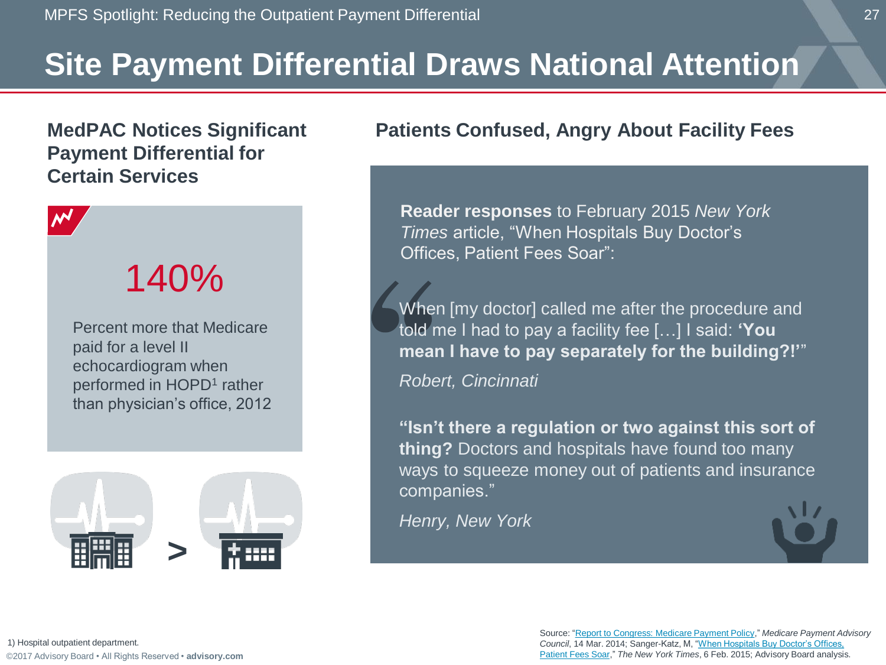# Site Payment Differential Draws National Attention

## MedPAC Notices Significant Payment Differential for Certain Services

140%

Percent more that Medicare paid for a level II echocardiogram when performed in HOPD[1] rather than physician's office, 2012

## Patients Confused, Angry About Facility Fees

**Reader responses** to February 2015 *New York Times* article, "When Hospitals Buy Doctor's Offices, Patient Fees Soar":

"When [my doctor] called me after the procedure and told me I had to pay a facility fee […] I said: **'You mean I have to pay separately for the building?!'**"

*Robert, Cincinnati*

**"Isn't there a regulation or two against this sort of thing?** Doctors and hospitals have found too many ways to squeeze money out of patients and insurance companies."

*Henry, New York*

1) Hospital outpatient department.

Source: "Report to Congress: Medicare Payment Policy," *Medicare Payment Advisory Council*, 14 Mar. 2014; Sanger-Katz, M, "When Hospitals Buy Doctor's Offices, Patient Fees Soar," *The New York Times*, 6 Feb. 2015; Advisory Board analysis.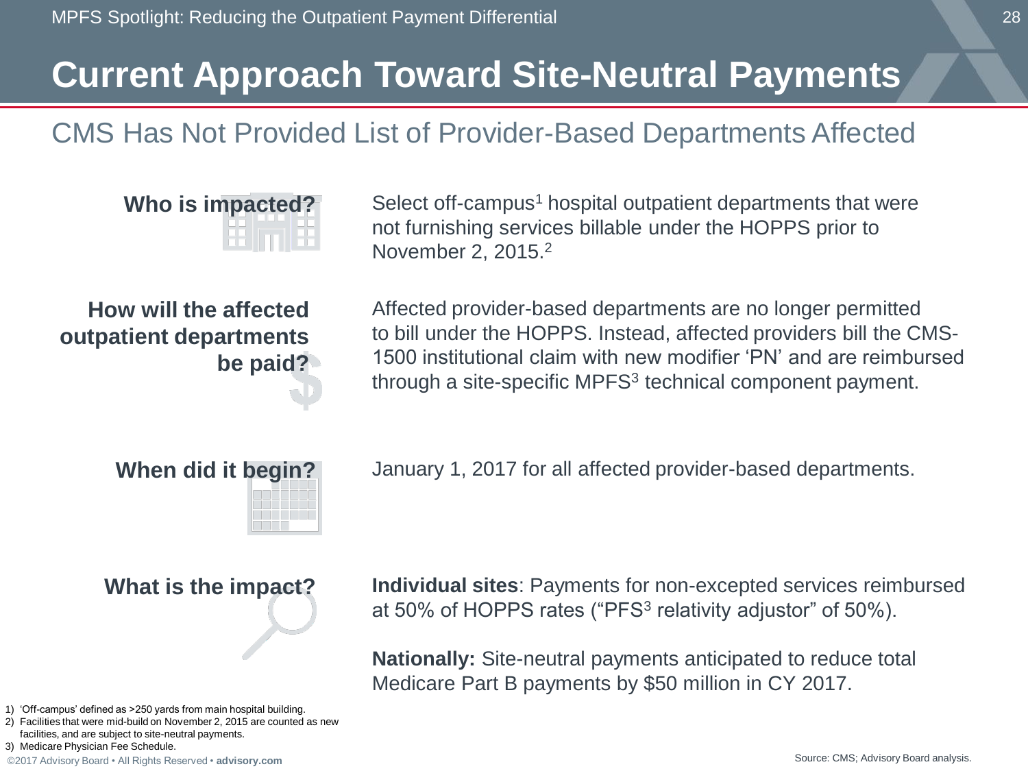# Current Approach Toward Site-Neutral Payments

## CMS Has Not Provided List of Provider-Based Departments Affected

**Who is impacted?**

Select off-campus[1] hospital outpatient departments that were not furnishing services billable under the HOPPS prior to November 2, 2015.[2]

**How will the affected outpatient departments be paid?**

Affected provider-based departments are no longer permitted to bill under the HOPPS. Instead, affected providers bill the CMS-1500 institutional claim with new modifier 'PN' and are reimbursed through a site-specific MPFS[3] technical component payment.

**When did it begin?**

January 1, 2017 for all affected provider-based departments.

**What is the impact?**

**Individual sites**: Payments for non-excepted services reimbursed at 50% of HOPPS rates ("PFS[3] relativity adjustor" of 50%).

**Nationally:** Site-neutral payments anticipated to reduce total Medicare Part B payments by $50 million in CY 2017.

1) 'Off-campus' defined as >250 yards from main hospital building.
2) Facilities that were mid-build on November 2, 2015 are counted as new facilities, and are subject to site-neutral payments.
3) Medicare Physician Fee Schedule.

Source: CMS; Advisory Board analysis.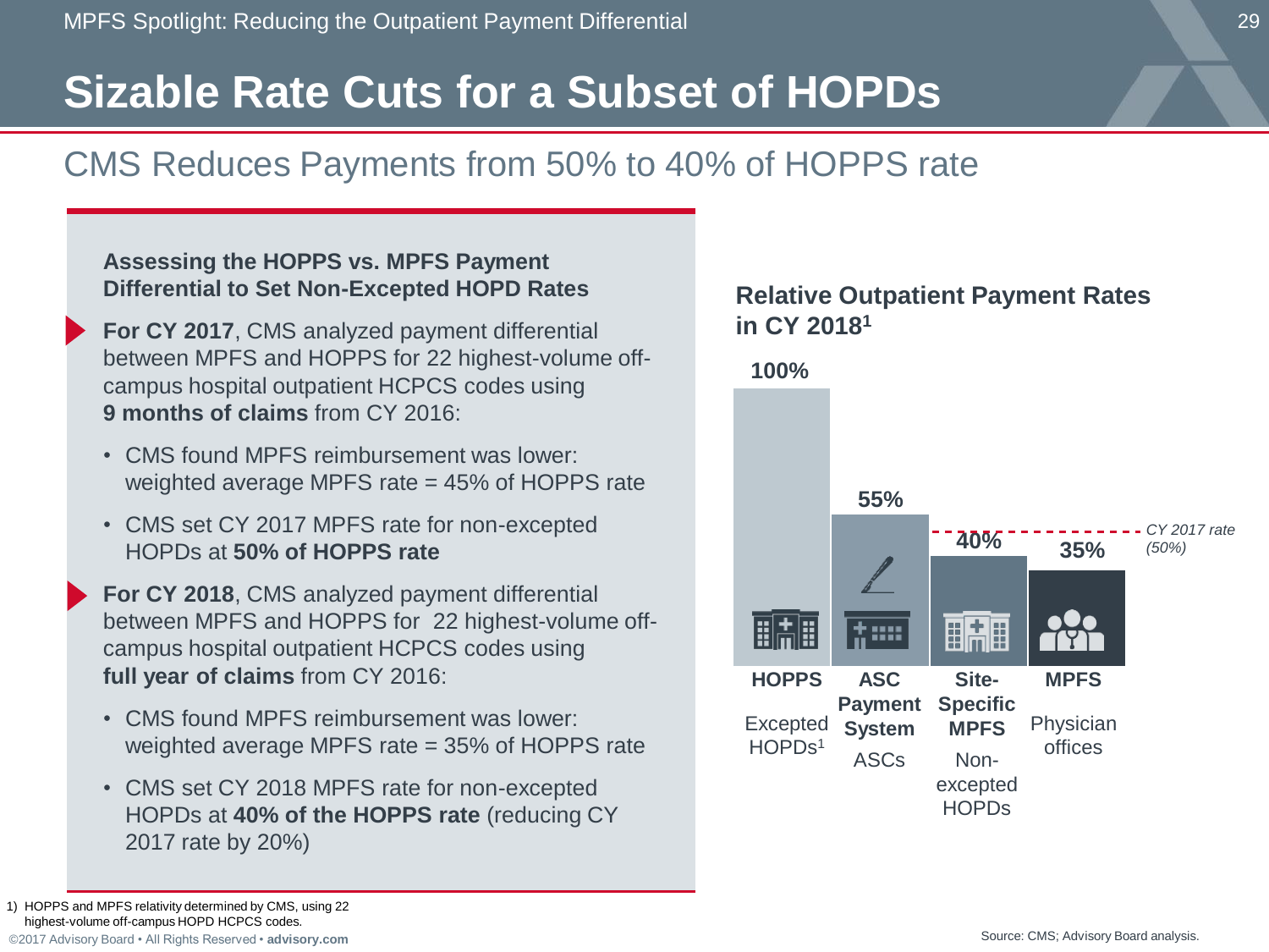# Sizable Rate Cuts for a Subset of HOPDs

## CMS Reduces Payments from 50% to 40% of HOPPS rate

**Assessing the HOPPS vs. MPFS Payment Differential to Set Non-Excepted HOPD Rates**

- **For CY 2017**, CMS analyzed payment differential between MPFS and HOPPS for 22 highest-volume off-campus hospital outpatient HCPCS codes using **9 months of claims** from CY 2016:
  - CMS found MPFS reimbursement was lower: weighted average MPFS rate = 45% of HOPPS rate
  - CMS set CY 2017 MPFS rate for non-excepted HOPDs at **50% of HOPPS rate**
- **For CY 2018**, CMS analyzed payment differential between MPFS and HOPPS for 22 highest-volume off-campus hospital outpatient HCPCS codes using **full year of claims** from CY 2016:
  - CMS found MPFS reimbursement was lower: weighted average MPFS rate = 35% of HOPPS rate
  - CMS set CY 2018 MPFS rate for non-excepted HOPDs at **40% of the HOPPS rate** (reducing CY 2017 rate by 20%)

**Relative Outpatient Payment Rates in CY 2018[1]**

| Payment system | Setting | Relative rate |
|---|---|---|
| **HOPPS** | Excepted HOPDs[1] | 100% |
| **ASC Payment System** | ASCs | 55% |
| **Site-Specific MPFS** | Non-excepted HOPDs | 40% |
| **MPFS** | Physician offices | 35% |

*CY 2017 rate (50%)*

1) HOPPS and MPFS relativity determined by CMS, using 22 highest-volume off-campus HOPD HCPCS codes.

Source: CMS; Advisory Board analysis.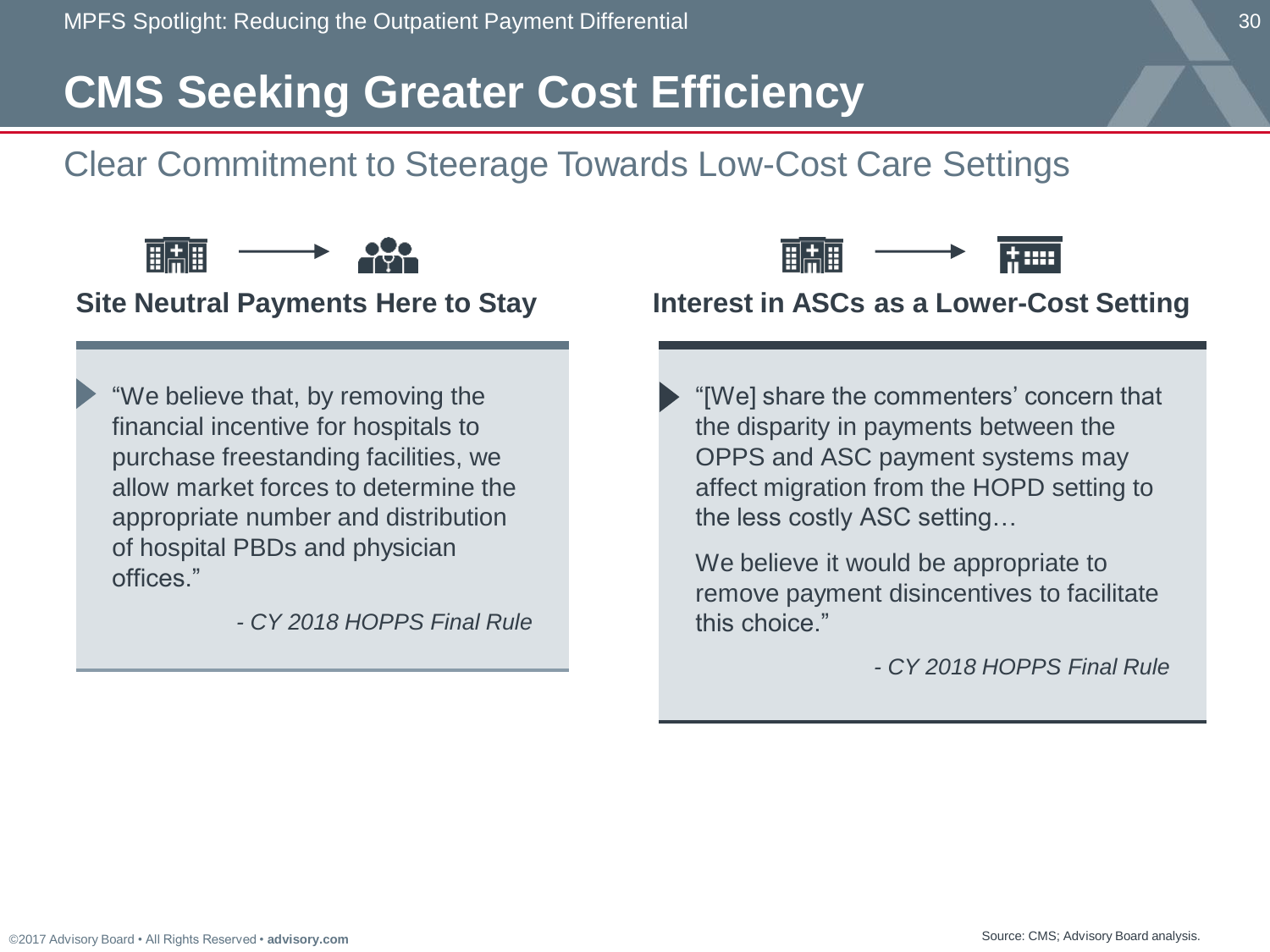# CMS Seeking Greater Cost Efficiency

## Clear Commitment to Steerage Towards Low-Cost Care Settings

### Site Neutral Payments Here to Stay

“We believe that, by removing the financial incentive for hospitals to purchase freestanding facilities, we allow market forces to determine the appropriate number and distribution of hospital PBDs and physician offices.”

*- CY 2018 HOPPS Final Rule*

### Interest in ASCs as a Lower-Cost Setting

“[We] share the commenters’ concern that the disparity in payments between the OPPS and ASC payment systems may affect migration from the HOPD setting to the less costly ASC setting…

We believe it would be appropriate to remove payment disincentives to facilitate this choice.”

*- CY 2018 HOPPS Final Rule*

Source: CMS; Advisory Board analysis.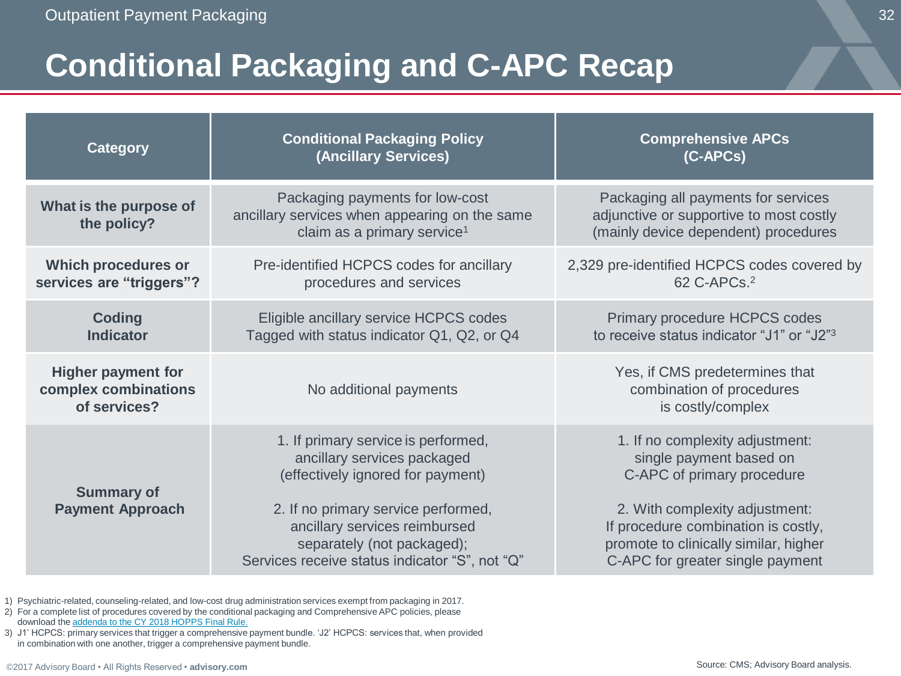# Conditional Packaging and C-APC Recap

| Category | Conditional Packaging Policy (Ancillary Services) | Comprehensive APCs (C-APCs) |
|---|---|---|
| **What is the purpose of the policy?** | Packaging payments for low-cost ancillary services when appearing on the same claim as a primary service[1] | Packaging all payments for services adjunctive or supportive to most costly (mainly device dependent) procedures |
| **Which procedures or services are "triggers"?** | Pre-identified HCPCS codes for ancillary procedures and services | 2,329 pre-identified HCPCS codes covered by 62 C-APCs.[2] |
| **Coding Indicator** | Eligible ancillary service HCPCS codes Tagged with status indicator Q1, Q2, or Q4 | Primary procedure HCPCS codes to receive status indicator "J1" or "J2"[3] |
| **Higher payment for complex combinations of services?** | No additional payments | Yes, if CMS predetermines that combination of procedures is costly/complex |
| **Summary of Payment Approach** | 1. If primary service is performed, ancillary services packaged (effectively ignored for payment)<br><br>2. If no primary service performed, ancillary services reimbursed separately (not packaged); Services receive status indicator "S", not "Q" | 1. If no complexity adjustment: single payment based on C-APC of primary procedure<br><br>2. With complexity adjustment: If procedure combination is costly, promote to clinically similar, higher C-APC for greater single payment |

1) Psychiatric-related, counseling-related, and low-cost drug administration services exempt from packaging in 2017.
2) For a complete list of procedures covered by the conditional packaging and Comprehensive APC policies, please download the addenda to the CY 2018 HOPPS Final Rule.
3) J1' HCPCS: primary services that trigger a comprehensive payment bundle. 'J2' HCPCS: services that, when provided in combination with one another, trigger a comprehensive payment bundle.

Source: CMS; Advisory Board analysis.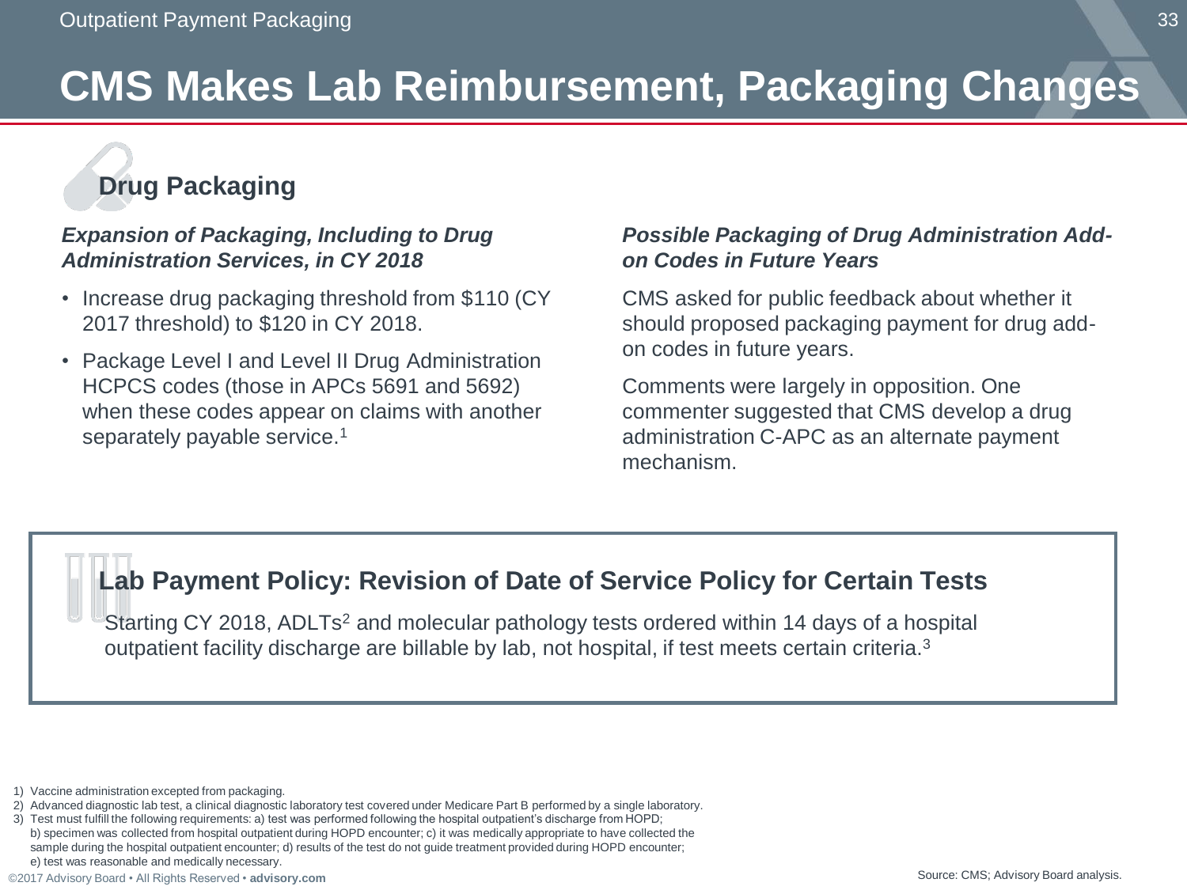# CMS Makes Lab Reimbursement, Packaging Changes

## Drug Packaging

***Expansion of Packaging, Including to Drug Administration Services, in CY 2018***

- Increase drug packaging threshold from $110 (CY 2017 threshold) to $120 in CY 2018.
- Package Level I and Level II Drug Administration HCPCS codes (those in APCs 5691 and 5692) when these codes appear on claims with another separately payable service.[1]

***Possible Packaging of Drug Administration Add-on Codes in Future Years***

CMS asked for public feedback about whether it should proposed packaging payment for drug add-on codes in future years.

Comments were largely in opposition. One commenter suggested that CMS develop a drug administration C-APC as an alternate payment mechanism.

## Lab Payment Policy: Revision of Date of Service Policy for Certain Tests

Starting CY 2018, ADLTs[2] and molecular pathology tests ordered within 14 days of a hospital outpatient facility discharge are billable by lab, not hospital, if test meets certain criteria.[3]

1) Vaccine administration excepted from packaging.
2) Advanced diagnostic lab test, a clinical diagnostic laboratory test covered under Medicare Part B performed by a single laboratory.
3) Test must fulfill the following requirements: a) test was performed following the hospital outpatient's discharge from HOPD; b) specimen was collected from hospital outpatient during HOPD encounter; c) it was medically appropriate to have collected the sample during the hospital outpatient encounter; d) results of the test do not guide treatment provided during HOPD encounter; e) test was reasonable and medically necessary.

Source: CMS; Advisory Board analysis.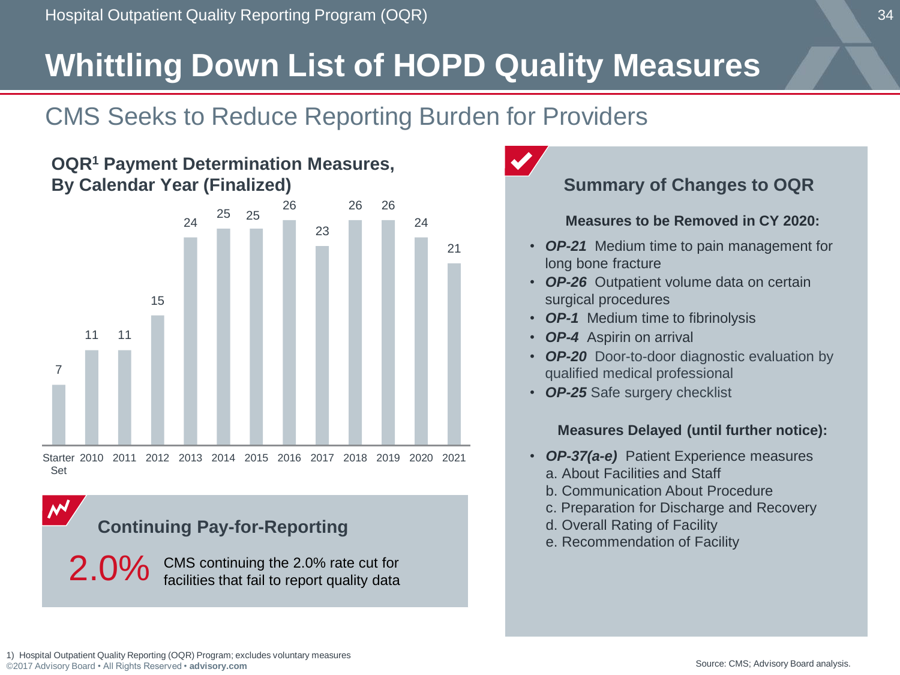# Whittling Down List of HOPD Quality Measures

## CMS Seeks to Reduce Reporting Burden for Providers

### OQR[1] Payment Determination Measures, By Calendar Year (Finalized)

| Starter Set | 2010 | 2011 | 2012 | 2013 | 2014 | 2015 | 2016 | 2017 | 2018 | 2019 | 2020 | 2021 |
|---|---|---|---|---|---|---|---|---|---|---|---|---|
| 7 | 11 | 11 | 15 | 24 | 25 | 25 | 26 | 23 | 26 | 26 | 24 | 21 |

### Continuing Pay-for-Reporting

**2.0%** CMS continuing the 2.0% rate cut for facilities that fail to report quality data

### Summary of Changes to OQR

**Measures to be Removed in CY 2020:**

- ***OP-21*** Medium time to pain management for long bone fracture
- ***OP-26*** Outpatient volume data on certain surgical procedures
- ***OP-1*** Medium time to fibrinolysis
- ***OP-4*** Aspirin on arrival
- ***OP-20*** Door-to-door diagnostic evaluation by qualified medical professional
- ***OP-25*** Safe surgery checklist

**Measures Delayed (until further notice):**

- ***OP-37(a-e)*** Patient Experience measures
  a. About Facilities and Staff
  b. Communication About Procedure
  c. Preparation for Discharge and Recovery
  d. Overall Rating of Facility
  e. Recommendation of Facility

1) Hospital Outpatient Quality Reporting (OQR) Program; excludes voluntary measures

Source: CMS; Advisory Board analysis.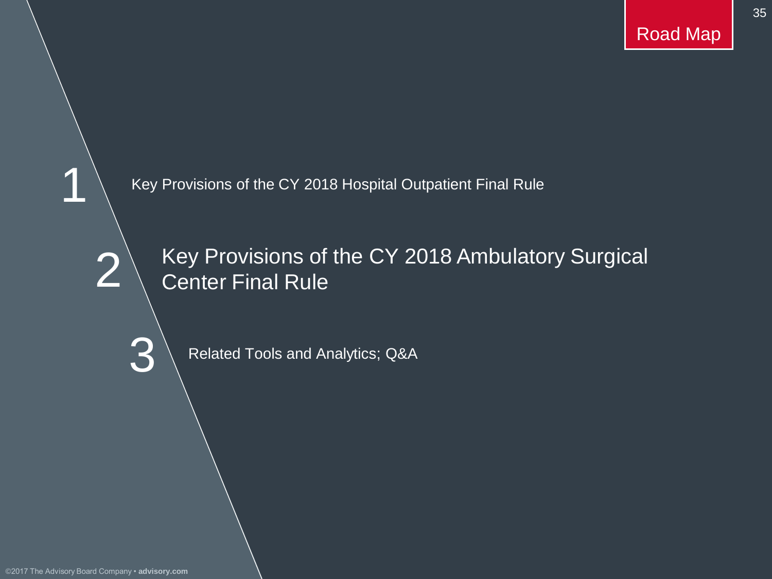## Road Map

1. Key Provisions of the CY 2018 Hospital Outpatient Final Rule

2. Key Provisions of the CY 2018 Ambulatory Surgical Center Final Rule

3. Related Tools and Analytics; Q&A

©2017 The Advisory Board Company • **advisory.com**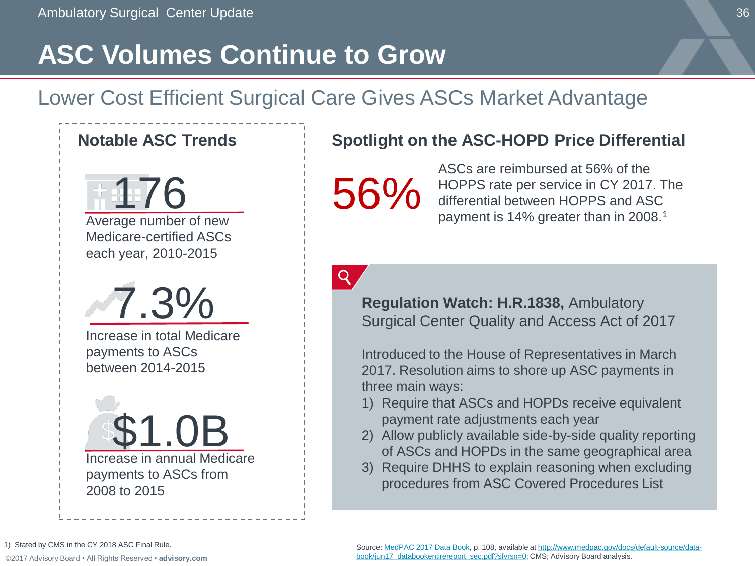# ASC Volumes Continue to Grow

## Lower Cost Efficient Surgical Care Gives ASCs Market Advantage

### Notable ASC Trends

**176**

Average number of new Medicare-certified ASCs each year, 2010-2015

**7.3%**

Increase in total Medicare payments to ASCs between 2014-2015

**$1.0B**

Increase in annual Medicare payments to ASCs from 2008 to 2015

### Spotlight on the ASC-HOPD Price Differential

**56%**

ASCs are reimbursed at 56% of the HOPPS rate per service in CY 2017. The differential between HOPPS and ASC payment is 14% greater than in 2008.[1]

**Regulation Watch: H.R.1838,** Ambulatory Surgical Center Quality and Access Act of 2017

Introduced to the House of Representatives in March 2017. Resolution aims to shore up ASC payments in three main ways:

1) Require that ASCs and HOPDs receive equivalent payment rate adjustments each year
2) Allow publicly available side-by-side quality reporting of ASCs and HOPDs in the same geographical area
3) Require DHHS to explain reasoning when excluding procedures from ASC Covered Procedures List

1) Stated by CMS in the CY 2018 ASC Final Rule.

Source: MedPAC 2017 Data Book, p. 108, available at http://www.medpac.gov/docs/default-source/data-book/jun17_databookentirereport_sec.pdf?sfvrsn=0; CMS; Advisory Board analysis.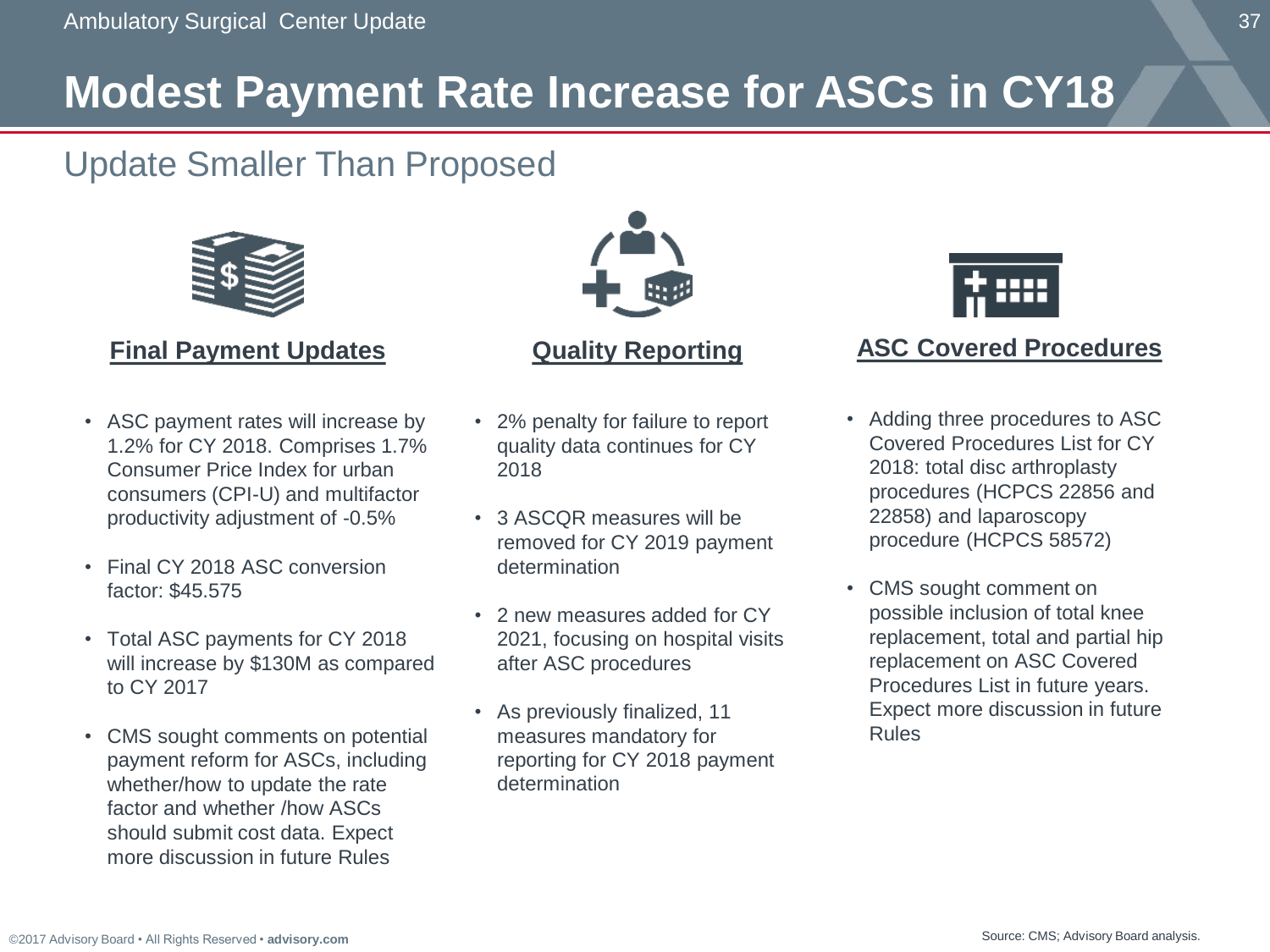# Modest Payment Rate Increase for ASCs in CY18

## Update Smaller Than Proposed

### Final Payment Updates

- ASC payment rates will increase by 1.2% for CY 2018. Comprises 1.7% Consumer Price Index for urban consumers (CPI-U) and multifactor productivity adjustment of -0.5%
- Final CY 2018 ASC conversion factor: $45.575
- Total ASC payments for CY 2018 will increase by $130M as compared to CY 2017
- CMS sought comments on potential payment reform for ASCs, including whether/how to update the rate factor and whether /how ASCs should submit cost data. Expect more discussion in future Rules

### Quality Reporting

- 2% penalty for failure to report quality data continues for CY 2018
- 3 ASCQR measures will be removed for CY 2019 payment determination
- 2 new measures added for CY 2021, focusing on hospital visits after ASC procedures
- As previously finalized, 11 measures mandatory for reporting for CY 2018 payment determination

### ASC Covered Procedures

- Adding three procedures to ASC Covered Procedures List for CY 2018: total disc arthroplasty procedures (HCPCS 22856 and 22858) and laparoscopy procedure (HCPCS 58572)
- CMS sought comment on possible inclusion of total knee replacement, total and partial hip replacement on ASC Covered Procedures List in future years. Expect more discussion in future Rules

Source: CMS; Advisory Board analysis.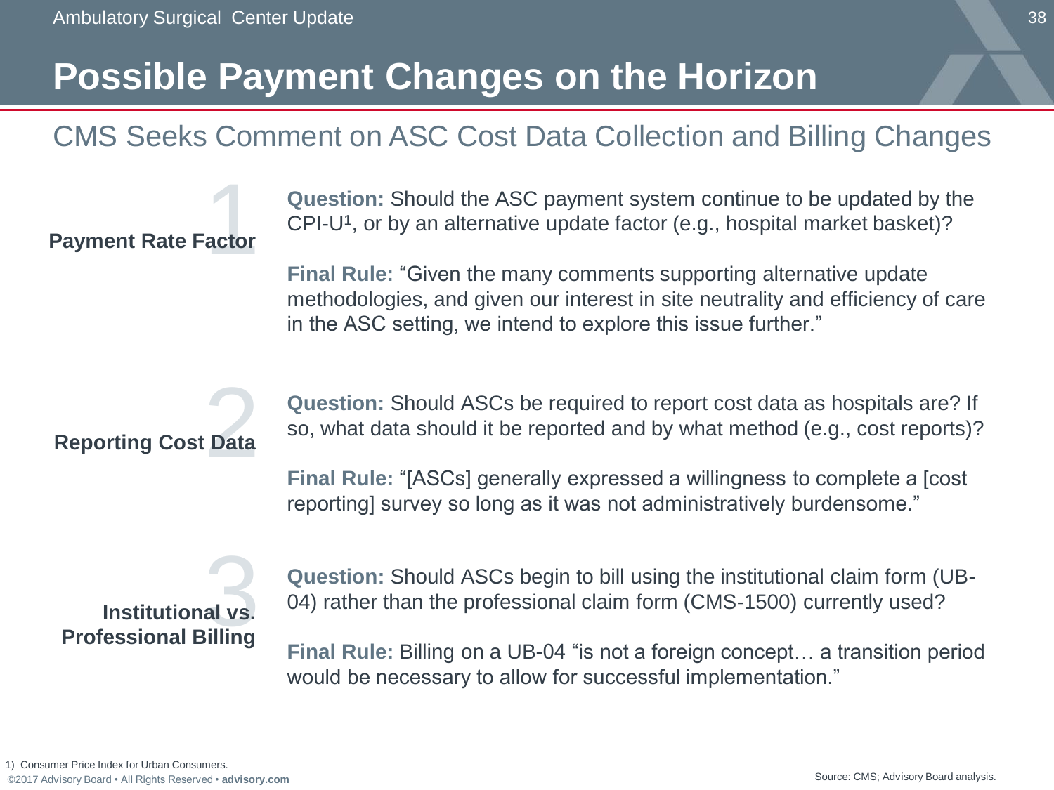# Possible Payment Changes on the Horizon

## CMS Seeks Comment on ASC Cost Data Collection and Billing Changes

### 1 Payment Rate Factor

**Question:** Should the ASC payment system continue to be updated by the CPI-U[1], or by an alternative update factor (e.g., hospital market basket)?

**Final Rule:** "Given the many comments supporting alternative update methodologies, and given our interest in site neutrality and efficiency of care in the ASC setting, we intend to explore this issue further."

### 2 Reporting Cost Data

**Question:** Should ASCs be required to report cost data as hospitals are? If so, what data should it be reported and by what method (e.g., cost reports)?

**Final Rule:** "[ASCs] generally expressed a willingness to complete a [cost reporting] survey so long as it was not administratively burdensome."

### 3 Institutional vs. Professional Billing

**Question:** Should ASCs begin to bill using the institutional claim form (UB-04) rather than the professional claim form (CMS-1500) currently used?

**Final Rule:** Billing on a UB-04 "is not a foreign concept… a transition period would be necessary to allow for successful implementation."

1) Consumer Price Index for Urban Consumers.

Source: CMS; Advisory Board analysis.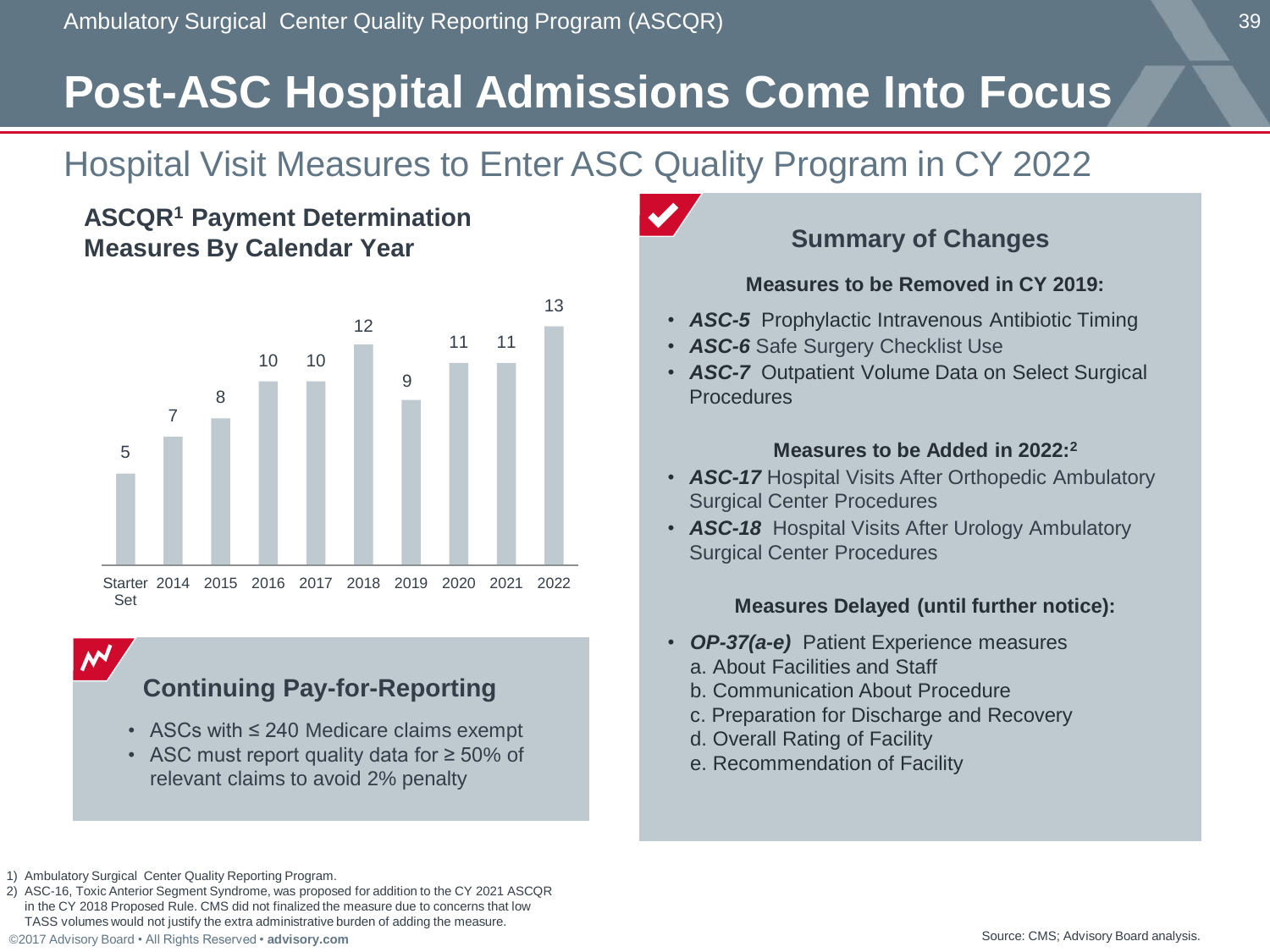# Post-ASC Hospital Admissions Come Into Focus

## Hospital Visit Measures to Enter ASC Quality Program in CY 2022

### ASCQR[1] Payment Determination Measures By Calendar Year

| Starter Set | 2014 | 2015 | 2016 | 2017 | 2018 | 2019 | 2020 | 2021 | 2022 |
|---|---|---|---|---|---|---|---|---|---|
| 5 | 7 | 8 | 10 | 10 | 12 | 9 | 11 | 11 | 13 |

### Continuing Pay-for-Reporting

- ASCs with ≤ 240 Medicare claims exempt
- ASC must report quality data for ≥ 50% of relevant claims to avoid 2% penalty

### Summary of Changes

**Measures to be Removed in CY 2019:**

- ***ASC-5*** Prophylactic Intravenous Antibiotic Timing
- ***ASC-6*** Safe Surgery Checklist Use
- ***ASC-7*** Outpatient Volume Data on Select Surgical Procedures

**Measures to be Added in 2022:[2]**

- ***ASC-17*** Hospital Visits After Orthopedic Ambulatory Surgical Center Procedures
- ***ASC-18*** Hospital Visits After Urology Ambulatory Surgical Center Procedures

**Measures Delayed (until further notice):**

- ***OP-37(a-e)*** Patient Experience measures
  a. About Facilities and Staff
  b. Communication About Procedure
  c. Preparation for Discharge and Recovery
  d. Overall Rating of Facility
  e. Recommendation of Facility

1) Ambulatory Surgical Center Quality Reporting Program.
2) ASC-16, Toxic Anterior Segment Syndrome, was proposed for addition to the CY 2021 ASCQR in the CY 2018 Proposed Rule. CMS did not finalized the measure due to concerns that low TASS volumes would not justify the extra administrative burden of adding the measure.

Source: CMS; Advisory Board analysis.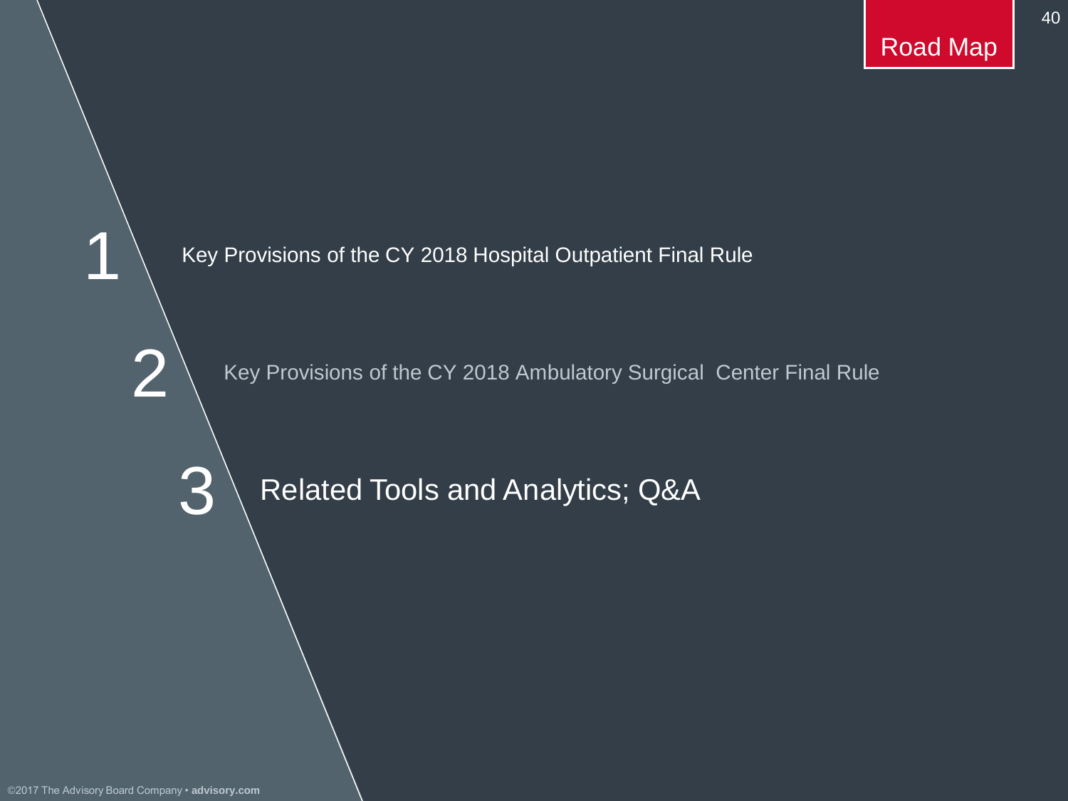# Road Map

1. Key Provisions of the CY 2018 Hospital Outpatient Final Rule
2. Key Provisions of the CY 2018 Ambulatory Surgical Center Final Rule
3. Related Tools and Analytics; Q&A